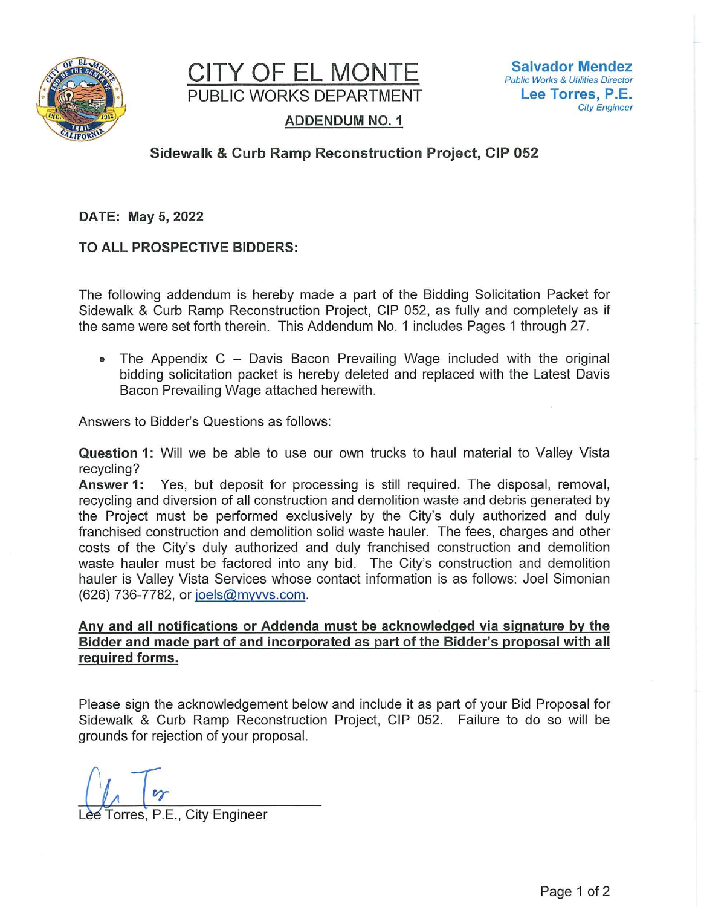# CITY OF EL MONTE

## PUBLIC WORKS DEPARTMENT

**Salvador Mendez**
*Public Works & Utilities Director*

**Lee Torres, P.E.**
*City Engineer*

**ADDENDUM NO. 1**

**Sidewalk & Curb Ramp Reconstruction Project, CIP 052**

**DATE: May 5, 2022**

**TO ALL PROSPECTIVE BIDDERS:**

The following addendum is hereby made a part of the Bidding Solicitation Packet for Sidewalk & Curb Ramp Reconstruction Project, CIP 052, as fully and completely as if the same were set forth therein. This Addendum No. 1 includes Pages 1 through 27.

- The Appendix C – Davis Bacon Prevailing Wage included with the original bidding solicitation packet is hereby deleted and replaced with the Latest Davis Bacon Prevailing Wage attached herewith.

Answers to Bidder's Questions as follows:

**Question 1:** Will we be able to use our own trucks to haul material to Valley Vista recycling?
**Answer 1:** Yes, but deposit for processing is still required. The disposal, removal, recycling and diversion of all construction and demolition waste and debris generated by the Project must be performed exclusively by the City's duly authorized and duly franchised construction and demolition solid waste hauler. The fees, charges and other costs of the City's duly authorized and duly franchised construction and demolition waste hauler must be factored into any bid. The City's construction and demolition hauler is Valley Vista Services whose contact information is as follows: Joel Simonian (626) 736-7782, or joels@myvvs.com.

**Any and all notifications or Addenda must be acknowledged via signature by the Bidder and made part of and incorporated as part of the Bidder's proposal with all required forms.**

Please sign the acknowledgement below and include it as part of your Bid Proposal for Sidewalk & Curb Ramp Reconstruction Project, CIP 052. Failure to do so will be grounds for rejection of your proposal.

Lee Torres, P.E., City Engineer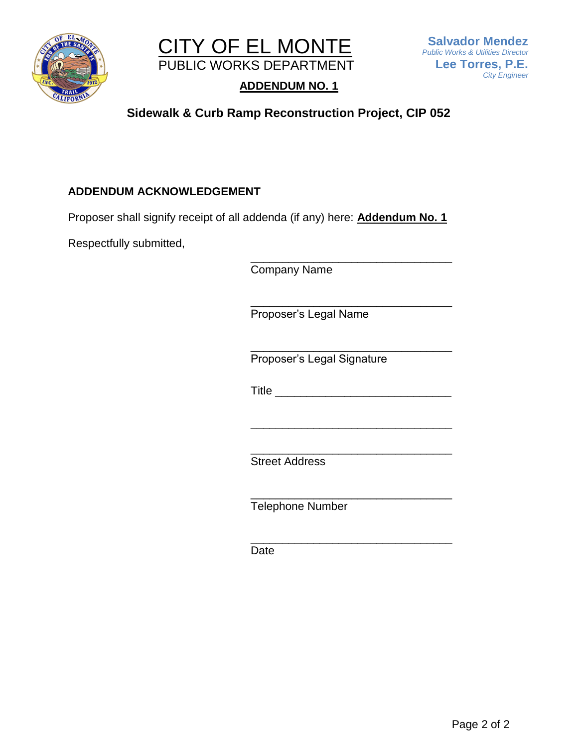# CITY OF EL MONTE

PUBLIC WORKS DEPARTMENT

**Salvador Mendez**
*Public Works & Utilities Director*

**Lee Torres, P.E.**
*City Engineer*

## ADDENDUM NO. 1

## Sidewalk & Curb Ramp Reconstruction Project, CIP 052

### ADDENDUM ACKNOWLEDGEMENT

Proposer shall signify receipt of all addenda (if any) here: **Addendum No. 1**

Respectfully submitted,

_______________________________
Company Name

_______________________________
Proposer's Legal Name

_______________________________
Proposer's Legal Signature

Title ___________________________

_______________________________

_______________________________
Street Address

_______________________________
Telephone Number

_______________________________
Date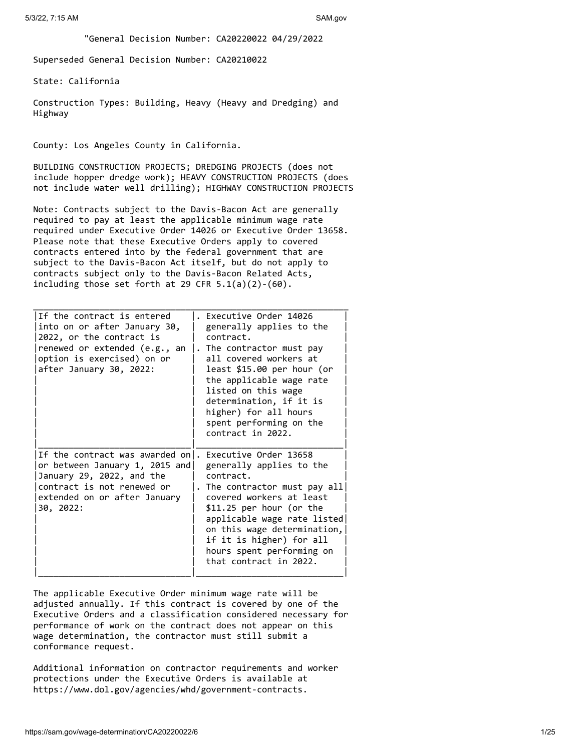"General Decision Number: CA20220022 04/29/2022

Superseded General Decision Number: CA20210022

State: California

Construction Types: Building, Heavy (Heavy and Dredging) and Highway

County: Los Angeles County in California.

BUILDING CONSTRUCTION PROJECTS; DREDGING PROJECTS (does not include hopper dredge work); HEAVY CONSTRUCTION PROJECTS (does not include water well drilling); HIGHWAY CONSTRUCTION PROJECTS

Note: Contracts subject to the Davis-Bacon Act are generally required to pay at least the applicable minimum wage rate required under Executive Order 14026 or Executive Order 13658. Please note that these Executive Orders apply to covered contracts entered into by the federal government that are subject to the Davis-Bacon Act itself, but do not apply to contracts subject only to the Davis-Bacon Related Acts, including those set forth at 29 CFR 5.1(a)(2)-(60).

| Condition | Requirement |
|---|---|
| If the contract is entered into on or after January 30, 2022, or the contract is renewed or extended (e.g., an option is exercised) on or after January 30, 2022: | . Executive Order 14026 generally applies to the contract.<br>. The contractor must pay all covered workers at least $15.00 per hour (or the applicable wage rate listed on this wage determination, if it is higher) for all hours spent performing on the contract in 2022. |
| If the contract was awarded on or between January 1, 2015 and January 29, 2022, and the contract is not renewed or extended on or after January 30, 2022: | . Executive Order 13658 generally applies to the contract.<br>. The contractor must pay all covered workers at least $11.25 per hour (or the applicable wage rate listed on this wage determination, if it is higher) for all hours spent performing on that contract in 2022. |

The applicable Executive Order minimum wage rate will be adjusted annually. If this contract is covered by one of the Executive Orders and a classification considered necessary for performance of work on the contract does not appear on this wage determination, the contractor must still submit a conformance request.

Additional information on contractor requirements and worker protections under the Executive Orders is available at https://www.dol.gov/agencies/whd/government-contracts.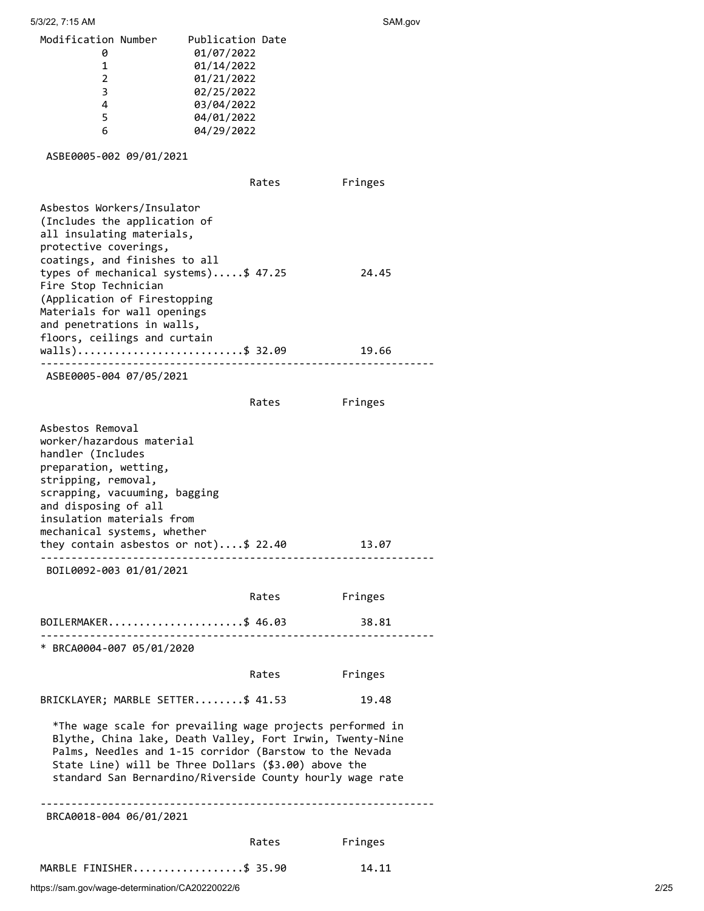| Modification Number | Publication Date |
|---|---|
| 0 | 01/07/2022 |
| 1 | 01/14/2022 |
| 2 | 01/21/2022 |
| 3 | 02/25/2022 |
| 4 | 03/04/2022 |
| 5 | 04/01/2022 |
| 6 | 04/29/2022 |

ASBE0005-002 09/01/2021

| | Rates | Fringes |
|---|---|---|
| Asbestos Workers/Insulator (Includes the application of all insulating materials, protective coverings, coatings, and finishes to all types of mechanical systems) | $ 47.25 | 24.45 |
| Fire Stop Technician (Application of Firestopping Materials for wall openings and penetrations in walls, floors, ceilings and curtain walls) | $ 32.09 | 19.66 |

---

ASBE0005-004 07/05/2021

| | Rates | Fringes |
|---|---|---|
| Asbestos Removal worker/hazardous material handler (Includes preparation, wetting, stripping, removal, scrapping, vacuuming, bagging and disposing of all insulation materials from mechanical systems, whether they contain asbestos or not) | $ 22.40 | 13.07 |

---

BOIL0092-003 01/01/2021

| | Rates | Fringes |
|---|---|---|
| BOILERMAKER | $ 46.03 | 38.81 |

---

* BRCA0004-007 05/01/2020

| | Rates | Fringes |
|---|---|---|
| BRICKLAYER; MARBLE SETTER | $ 41.53 | 19.48 |

*The wage scale for prevailing wage projects performed in Blythe, China lake, Death Valley, Fort Irwin, Twenty-Nine Palms, Needles and 1-15 corridor (Barstow to the Nevada State Line) will be Three Dollars ($3.00) above the standard San Bernardino/Riverside County hourly wage rate

---

BRCA0018-004 06/01/2021

| | Rates | Fringes |
|---|---|---|
| MARBLE FINISHER | $ 35.90 | 14.11 |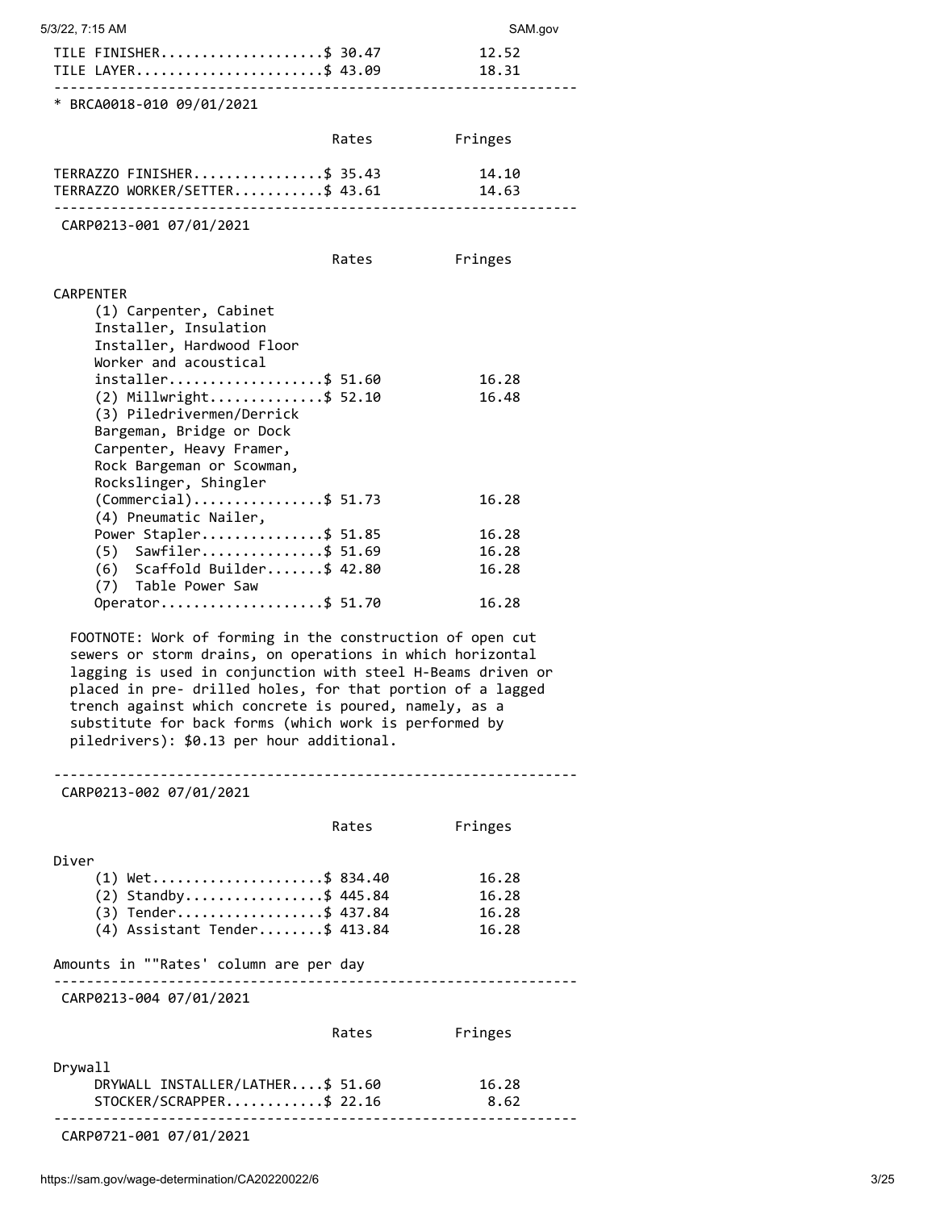| | Rates | Fringes |
|---|---|---|
| TILE FINISHER | $ 30.47 | 12.52 |
| TILE LAYER | $ 43.09 | 18.31 |

---

\* BRCA0018-010 09/01/2021

| | Rates | Fringes |
|---|---|---|
| TERRAZZO FINISHER | $ 35.43 | 14.10 |
| TERRAZZO WORKER/SETTER | $ 43.61 | 14.63 |

---

CARP0213-001 07/01/2021

| | Rates | Fringes |
|---|---|---|
| CARPENTER | | |
| (1) Carpenter, Cabinet Installer, Insulation Installer, Hardwood Floor Worker and acoustical installer | $ 51.60 | 16.28 |
| (2) Millwright | $ 52.10 | 16.48 |
| (3) Piledrivermen/Derrick Bargeman, Bridge or Dock Carpenter, Heavy Framer, Rock Bargeman or Scowman, Rockslinger, Shingler (Commercial) | $ 51.73 | 16.28 |
| (4) Pneumatic Nailer, Power Stapler | $ 51.85 | 16.28 |
| (5) Sawfiler | $ 51.69 | 16.28 |
| (6) Scaffold Builder | $ 42.80 | 16.28 |
| (7) Table Power Saw Operator | $ 51.70 | 16.28 |

FOOTNOTE: Work of forming in the construction of open cut sewers or storm drains, on operations in which horizontal lagging is used in conjunction with steel H-Beams driven or placed in pre- drilled holes, for that portion of a lagged trench against which concrete is poured, namely, as a substitute for back forms (which work is performed by piledrivers): $0.13 per hour additional.

---

CARP0213-002 07/01/2021

| | Rates | Fringes |
|---|---|---|
| Diver | | |
| (1) Wet | $ 834.40 | 16.28 |
| (2) Standby | $ 445.84 | 16.28 |
| (3) Tender | $ 437.84 | 16.28 |
| (4) Assistant Tender | $ 413.84 | 16.28 |

Amounts in ""Rates' column are per day

---

CARP0213-004 07/01/2021

| | Rates | Fringes |
|---|---|---|
| Drywall | | |
| DRYWALL INSTALLER/LATHER | $ 51.60 | 16.28 |
| STOCKER/SCRAPPER | $ 22.16 | 8.62 |

---

CARP0721-001 07/01/2021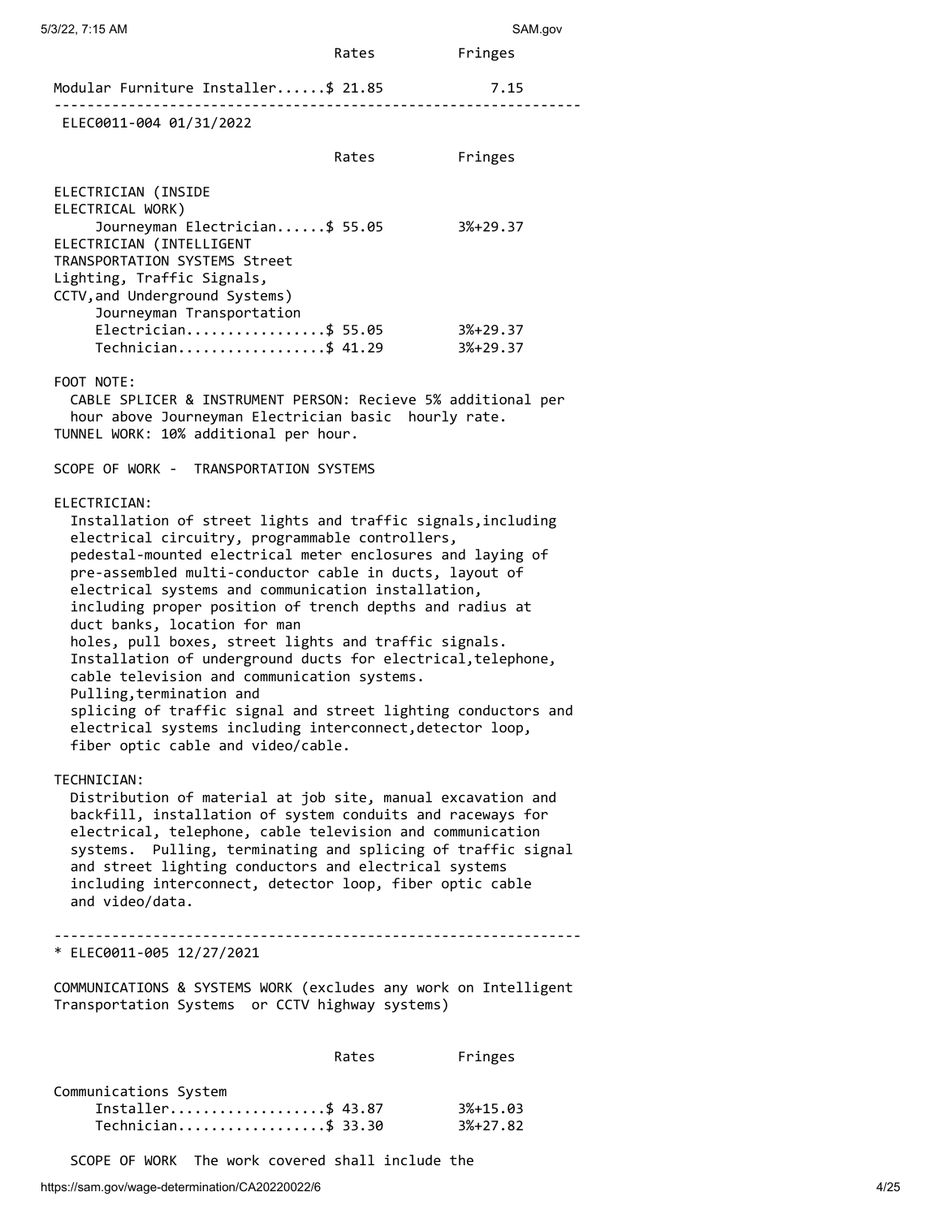| | Rates | Fringes |
|---|---|---|
| Modular Furniture Installer | $ 21.85 | 7.15 |

---

ELEC0011-004 01/31/2022

| | Rates | Fringes |
|---|---|---|
| ELECTRICIAN (INSIDE ELECTRICAL WORK) | | |
| Journeyman Electrician | $ 55.05 | 3%+29.37 |
| ELECTRICIAN (INTELLIGENT TRANSPORTATION SYSTEMS Street Lighting, Traffic Signals, CCTV,and Underground Systems) | | |
| Journeyman Transportation Electrician | $ 55.05 | 3%+29.37 |
| Technician | $ 41.29 | 3%+29.37 |

FOOT NOTE:
CABLE SPLICER & INSTRUMENT PERSON: Recieve 5% additional per hour above Journeyman Electrician basic hourly rate.
TUNNEL WORK: 10% additional per hour.

SCOPE OF WORK - TRANSPORTATION SYSTEMS

ELECTRICIAN:
Installation of street lights and traffic signals,including electrical circuitry, programmable controllers, pedestal-mounted electrical meter enclosures and laying of pre-assembled multi-conductor cable in ducts, layout of electrical systems and communication installation, including proper position of trench depths and radius at duct banks, location for man holes, pull boxes, street lights and traffic signals. Installation of underground ducts for electrical,telephone, cable television and communication systems. Pulling,termination and splicing of traffic signal and street lighting conductors and electrical systems including interconnect,detector loop, fiber optic cable and video/cable.

TECHNICIAN:
Distribution of material at job site, manual excavation and backfill, installation of system conduits and raceways for electrical, telephone, cable television and communication systems. Pulling, terminating and splicing of traffic signal and street lighting conductors and electrical systems including interconnect, detector loop, fiber optic cable and video/data.

---

* ELEC0011-005 12/27/2021

COMMUNICATIONS & SYSTEMS WORK (excludes any work on Intelligent Transportation Systems or CCTV highway systems)

| | Rates | Fringes |
|---|---|---|
| Communications System | | |
| Installer | $ 43.87 | 3%+15.03 |
| Technician | $ 33.30 | 3%+27.82 |

SCOPE OF WORK The work covered shall include the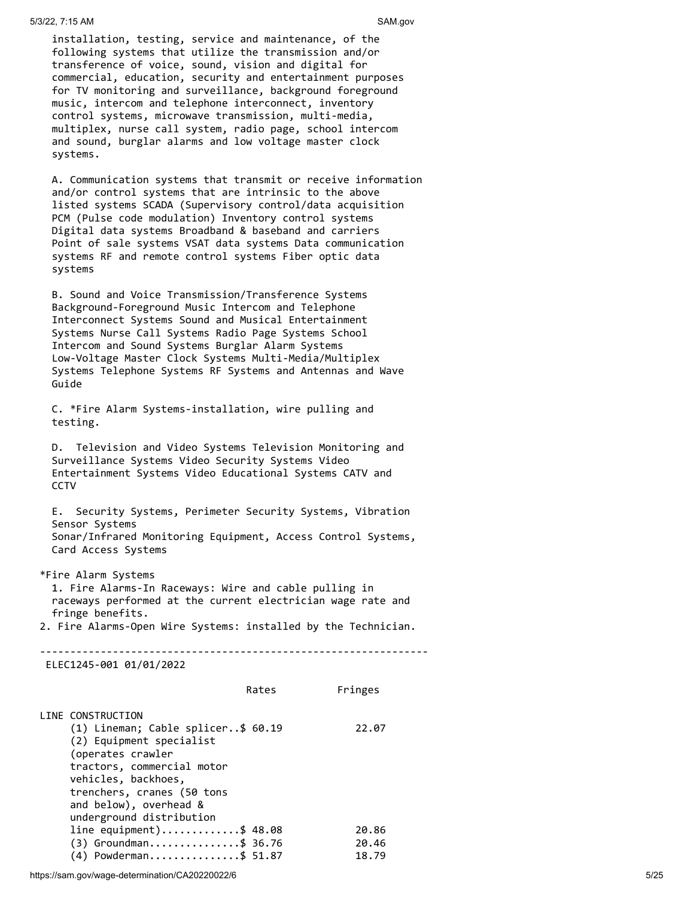installation, testing, service and maintenance, of the following systems that utilize the transmission and/or transference of voice, sound, vision and digital for commercial, education, security and entertainment purposes for TV monitoring and surveillance, background foreground music, intercom and telephone interconnect, inventory control systems, microwave transmission, multi-media, multiplex, nurse call system, radio page, school intercom and sound, burglar alarms and low voltage master clock systems.

A. Communication systems that transmit or receive information and/or control systems that are intrinsic to the above listed systems SCADA (Supervisory control/data acquisition PCM (Pulse code modulation) Inventory control systems Digital data systems Broadband & baseband and carriers Point of sale systems VSAT data systems Data communication systems RF and remote control systems Fiber optic data systems

B. Sound and Voice Transmission/Transference Systems Background-Foreground Music Intercom and Telephone Interconnect Systems Sound and Musical Entertainment Systems Nurse Call Systems Radio Page Systems School Intercom and Sound Systems Burglar Alarm Systems Low-Voltage Master Clock Systems Multi-Media/Multiplex Systems Telephone Systems RF Systems and Antennas and Wave Guide

C. *Fire Alarm Systems-installation, wire pulling and testing.

D. Television and Video Systems Television Monitoring and Surveillance Systems Video Security Systems Video Entertainment Systems Video Educational Systems CATV and CCTV

E. Security Systems, Perimeter Security Systems, Vibration Sensor Systems
Sonar/Infrared Monitoring Equipment, Access Control Systems, Card Access Systems

*Fire Alarm Systems

1. Fire Alarms-In Raceways: Wire and cable pulling in raceways performed at the current electrician wage rate and fringe benefits.
2. Fire Alarms-Open Wire Systems: installed by the Technician.

---

ELEC1245-001 01/01/2022

| | Rates | Fringes |
|---|---|---|
| LINE CONSTRUCTION | | |
| (1) Lineman; Cable splicer.. | $ 60.19 | 22.07 |
| (2) Equipment specialist (operates crawler tractors, commercial motor vehicles, backhoes, trenchers, cranes (50 tons and below), overhead & underground distribution line equipment)............ | $ 48.08 | 20.86 |
| (3) Groundman............... | $ 36.76 | 20.46 |
| (4) Powderman............... | $ 51.87 | 18.79 |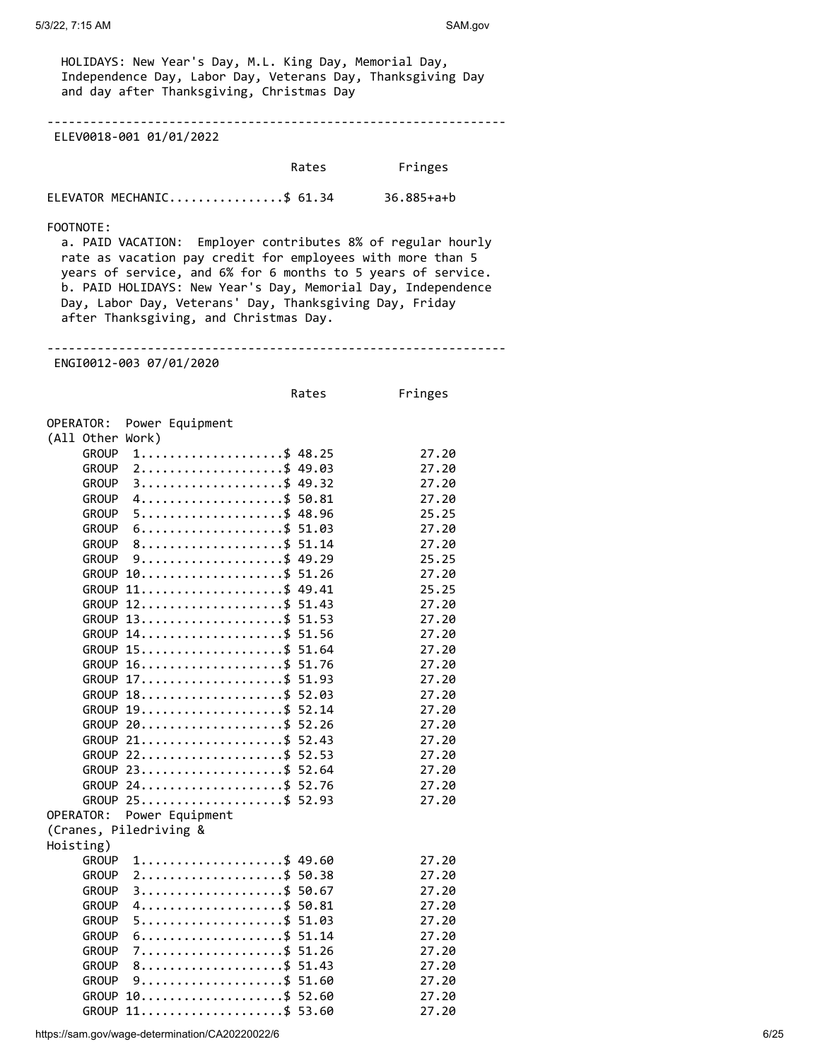HOLIDAYS: New Year's Day, M.L. King Day, Memorial Day, Independence Day, Labor Day, Veterans Day, Thanksgiving Day and day after Thanksgiving, Christmas Day

---

ELEV0018-001 01/01/2022

| | Rates | Fringes |
|---|---|---|
| ELEVATOR MECHANIC | $ 61.34 | 36.885+a+b |

FOOTNOTE:

a. PAID VACATION: Employer contributes 8% of regular hourly rate as vacation pay credit for employees with more than 5 years of service, and 6% for 6 months to 5 years of service.
b. PAID HOLIDAYS: New Year's Day, Memorial Day, Independence Day, Labor Day, Veterans' Day, Thanksgiving Day, Friday after Thanksgiving, and Christmas Day.

---

ENGI0012-003 07/01/2020

| | Rates | Fringes |
|---|---|---|
| OPERATOR: Power Equipment (All Other Work) | | |
| GROUP 1 | $ 48.25 | 27.20 |
| GROUP 2 | $ 49.03 | 27.20 |
| GROUP 3 | $ 49.32 | 27.20 |
| GROUP 4 | $ 50.81 | 27.20 |
| GROUP 5 | $ 48.96 | 25.25 |
| GROUP 6 | $ 51.03 | 27.20 |
| GROUP 8 | $ 51.14 | 27.20 |
| GROUP 9 | $ 49.29 | 25.25 |
| GROUP 10 | $ 51.26 | 27.20 |
| GROUP 11 | $ 49.41 | 25.25 |
| GROUP 12 | $ 51.43 | 27.20 |
| GROUP 13 | $ 51.53 | 27.20 |
| GROUP 14 | $ 51.56 | 27.20 |
| GROUP 15 | $ 51.64 | 27.20 |
| GROUP 16 | $ 51.76 | 27.20 |
| GROUP 17 | $ 51.93 | 27.20 |
| GROUP 18 | $ 52.03 | 27.20 |
| GROUP 19 | $ 52.14 | 27.20 |
| GROUP 20 | $ 52.26 | 27.20 |
| GROUP 21 | $ 52.43 | 27.20 |
| GROUP 22 | $ 52.53 | 27.20 |
| GROUP 23 | $ 52.64 | 27.20 |
| GROUP 24 | $ 52.76 | 27.20 |
| GROUP 25 | $ 52.93 | 27.20 |
| OPERATOR: Power Equipment (Cranes, Piledriving & Hoisting) | | |
| GROUP 1 | $ 49.60 | 27.20 |
| GROUP 2 | $ 50.38 | 27.20 |
| GROUP 3 | $ 50.67 | 27.20 |
| GROUP 4 | $ 50.81 | 27.20 |
| GROUP 5 | $ 51.03 | 27.20 |
| GROUP 6 | $ 51.14 | 27.20 |
| GROUP 7 | $ 51.26 | 27.20 |
| GROUP 8 | $ 51.43 | 27.20 |
| GROUP 9 | $ 51.60 | 27.20 |
| GROUP 10 | $ 52.60 | 27.20 |
| GROUP 11 | $ 53.60 | 27.20 |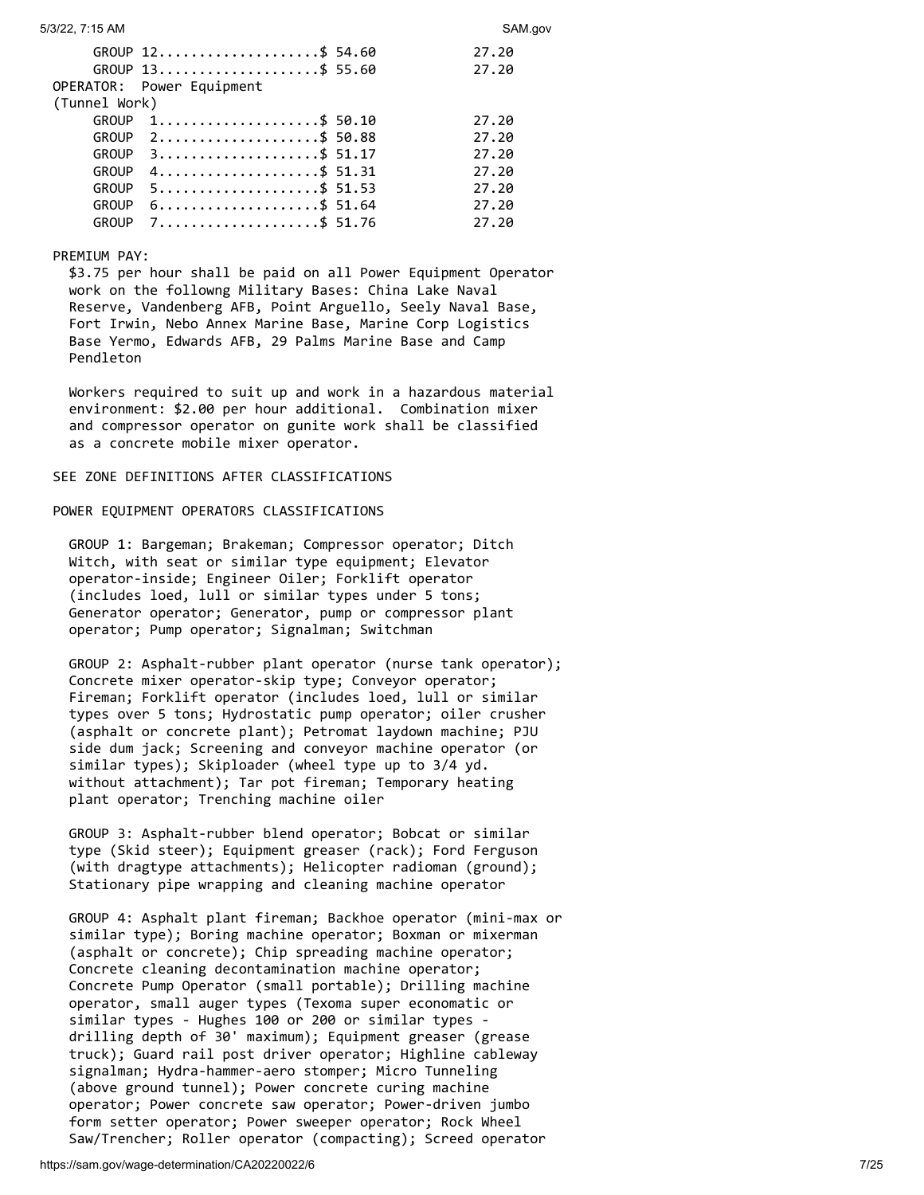| | Rates | Fringes |
|---|---|---|
| GROUP 12 | $ 54.60 | 27.20 |
| GROUP 13 | $ 55.60 | 27.20 |
| OPERATOR: Power Equipment (Tunnel Work) | | |
| GROUP 1 | $ 50.10 | 27.20 |
| GROUP 2 | $ 50.88 | 27.20 |
| GROUP 3 | $ 51.17 | 27.20 |
| GROUP 4 | $ 51.31 | 27.20 |
| GROUP 5 | $ 51.53 | 27.20 |
| GROUP 6 | $ 51.64 | 27.20 |
| GROUP 7 | $ 51.76 | 27.20 |

PREMIUM PAY:

$3.75 per hour shall be paid on all Power Equipment Operator work on the followng Military Bases: China Lake Naval Reserve, Vandenberg AFB, Point Arguello, Seely Naval Base, Fort Irwin, Nebo Annex Marine Base, Marine Corp Logistics Base Yermo, Edwards AFB, 29 Palms Marine Base and Camp Pendleton

Workers required to suit up and work in a hazardous material environment: $2.00 per hour additional. Combination mixer and compressor operator on gunite work shall be classified as a concrete mobile mixer operator.

SEE ZONE DEFINITIONS AFTER CLASSIFICATIONS

POWER EQUIPMENT OPERATORS CLASSIFICATIONS

GROUP 1: Bargeman; Brakeman; Compressor operator; Ditch Witch, with seat or similar type equipment; Elevator operator-inside; Engineer Oiler; Forklift operator (includes loed, lull or similar types under 5 tons; Generator operator; Generator, pump or compressor plant operator; Pump operator; Signalman; Switchman

GROUP 2: Asphalt-rubber plant operator (nurse tank operator); Concrete mixer operator-skip type; Conveyor operator; Fireman; Forklift operator (includes loed, lull or similar types over 5 tons; Hydrostatic pump operator; oiler crusher (asphalt or concrete plant); Petromat laydown machine; PJU side dum jack; Screening and conveyor machine operator (or similar types); Skiploader (wheel type up to 3/4 yd. without attachment); Tar pot fireman; Temporary heating plant operator; Trenching machine oiler

GROUP 3: Asphalt-rubber blend operator; Bobcat or similar type (Skid steer); Equipment greaser (rack); Ford Ferguson (with dragtype attachments); Helicopter radioman (ground); Stationary pipe wrapping and cleaning machine operator

GROUP 4: Asphalt plant fireman; Backhoe operator (mini-max or similar type); Boring machine operator; Boxman or mixerman (asphalt or concrete); Chip spreading machine operator; Concrete cleaning decontamination machine operator; Concrete Pump Operator (small portable); Drilling machine operator, small auger types (Texoma super economatic or similar types - Hughes 100 or 200 or similar types - drilling depth of 30' maximum); Equipment greaser (grease truck); Guard rail post driver operator; Highline cableway signalman; Hydra-hammer-aero stomper; Micro Tunneling (above ground tunnel); Power concrete curing machine operator; Power concrete saw operator; Power-driven jumbo form setter operator; Power sweeper operator; Rock Wheel Saw/Trencher; Roller operator (compacting); Screed operator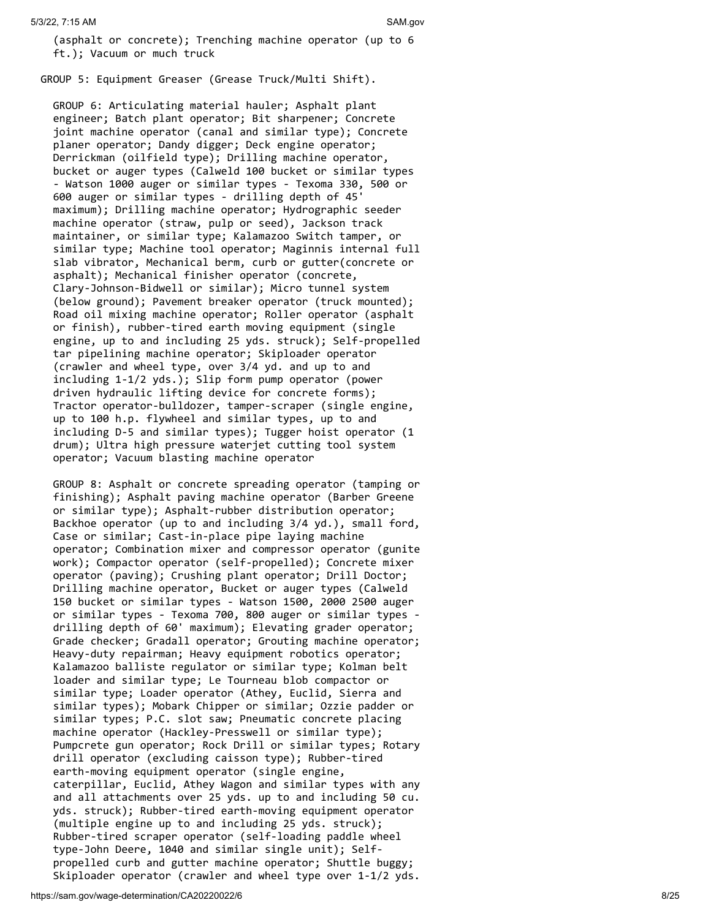(asphalt or concrete); Trenching machine operator (up to 6 ft.); Vacuum or much truck

GROUP 5: Equipment Greaser (Grease Truck/Multi Shift).

GROUP 6: Articulating material hauler; Asphalt plant engineer; Batch plant operator; Bit sharpener; Concrete joint machine operator (canal and similar type); Concrete planer operator; Dandy digger; Deck engine operator; Derrickman (oilfield type); Drilling machine operator, bucket or auger types (Calweld 100 bucket or similar types - Watson 1000 auger or similar types - Texoma 330, 500 or 600 auger or similar types - drilling depth of 45' maximum); Drilling machine operator; Hydrographic seeder machine operator (straw, pulp or seed), Jackson track maintainer, or similar type; Kalamazoo Switch tamper, or similar type; Machine tool operator; Maginnis internal full slab vibrator, Mechanical berm, curb or gutter(concrete or asphalt); Mechanical finisher operator (concrete, Clary-Johnson-Bidwell or similar); Micro tunnel system (below ground); Pavement breaker operator (truck mounted); Road oil mixing machine operator; Roller operator (asphalt or finish), rubber-tired earth moving equipment (single engine, up to and including 25 yds. struck); Self-propelled tar pipelining machine operator; Skiploader operator (crawler and wheel type, over 3/4 yd. and up to and including 1-1/2 yds.); Slip form pump operator (power driven hydraulic lifting device for concrete forms); Tractor operator-bulldozer, tamper-scraper (single engine, up to 100 h.p. flywheel and similar types, up to and including D-5 and similar types); Tugger hoist operator (1 drum); Ultra high pressure waterjet cutting tool system operator; Vacuum blasting machine operator

GROUP 8: Asphalt or concrete spreading operator (tamping or finishing); Asphalt paving machine operator (Barber Greene or similar type); Asphalt-rubber distribution operator; Backhoe operator (up to and including 3/4 yd.), small ford, Case or similar; Cast-in-place pipe laying machine operator; Combination mixer and compressor operator (gunite work); Compactor operator (self-propelled); Concrete mixer operator (paving); Crushing plant operator; Drill Doctor; Drilling machine operator, Bucket or auger types (Calweld 150 bucket or similar types - Watson 1500, 2000 2500 auger or similar types - Texoma 700, 800 auger or similar types - drilling depth of 60' maximum); Elevating grader operator; Grade checker; Gradall operator; Grouting machine operator; Heavy-duty repairman; Heavy equipment robotics operator; Kalamazoo balliste regulator or similar type; Kolman belt loader and similar type; Le Tourneau blob compactor or similar type; Loader operator (Athey, Euclid, Sierra and similar types); Mobark Chipper or similar; Ozzie padder or similar types; P.C. slot saw; Pneumatic concrete placing machine operator (Hackley-Presswell or similar type); Pumpcrete gun operator; Rock Drill or similar types; Rotary drill operator (excluding caisson type); Rubber-tired earth-moving equipment operator (single engine, caterpillar, Euclid, Athey Wagon and similar types with any and all attachments over 25 yds. up to and including 50 cu. yds. struck); Rubber-tired earth-moving equipment operator (multiple engine up to and including 25 yds. struck); Rubber-tired scraper operator (self-loading paddle wheel type-John Deere, 1040 and similar single unit); Self-propelled curb and gutter machine operator; Shuttle buggy; Skiploader operator (crawler and wheel type over 1-1/2 yds.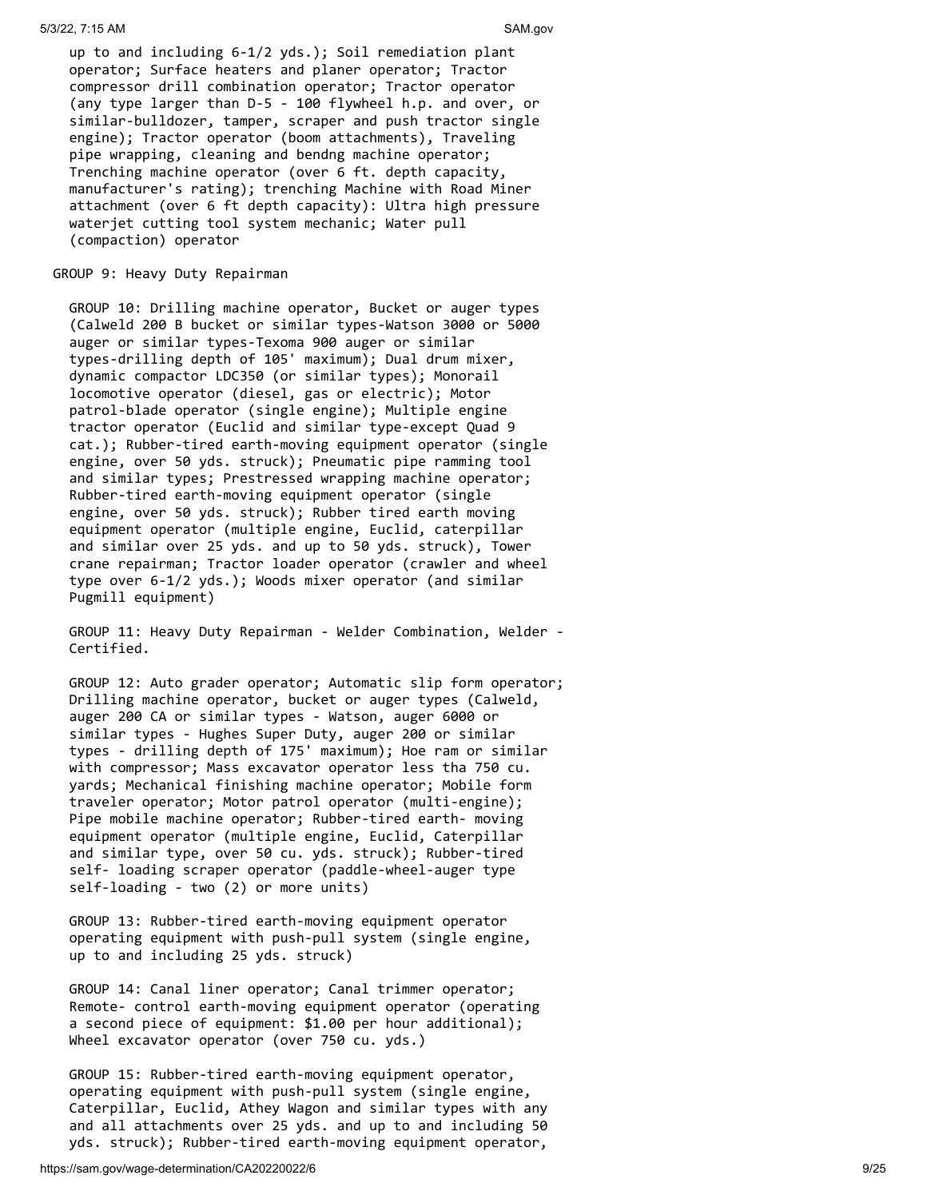up to and including 6-1/2 yds.); Soil remediation plant operator; Surface heaters and planer operator; Tractor compressor drill combination operator; Tractor operator (any type larger than D-5 - 100 flywheel h.p. and over, or similar-bulldozer, tamper, scraper and push tractor single engine); Tractor operator (boom attachments), Traveling pipe wrapping, cleaning and bendng machine operator; Trenching machine operator (over 6 ft. depth capacity, manufacturer's rating); trenching Machine with Road Miner attachment (over 6 ft depth capacity): Ultra high pressure waterjet cutting tool system mechanic; Water pull (compaction) operator

GROUP 9: Heavy Duty Repairman

GROUP 10: Drilling machine operator, Bucket or auger types (Calweld 200 B bucket or similar types-Watson 3000 or 5000 auger or similar types-Texoma 900 auger or similar types-drilling depth of 105' maximum); Dual drum mixer, dynamic compactor LDC350 (or similar types); Monorail locomotive operator (diesel, gas or electric); Motor patrol-blade operator (single engine); Multiple engine tractor operator (Euclid and similar type-except Quad 9 cat.); Rubber-tired earth-moving equipment operator (single engine, over 50 yds. struck); Pneumatic pipe ramming tool and similar types; Prestressed wrapping machine operator; Rubber-tired earth-moving equipment operator (single engine, over 50 yds. struck); Rubber tired earth moving equipment operator (multiple engine, Euclid, caterpillar and similar over 25 yds. and up to 50 yds. struck), Tower crane repairman; Tractor loader operator (crawler and wheel type over 6-1/2 yds.); Woods mixer operator (and similar Pugmill equipment)

GROUP 11: Heavy Duty Repairman - Welder Combination, Welder - Certified.

GROUP 12: Auto grader operator; Automatic slip form operator; Drilling machine operator, bucket or auger types (Calweld, auger 200 CA or similar types - Watson, auger 6000 or similar types - Hughes Super Duty, auger 200 or similar types - drilling depth of 175' maximum); Hoe ram or similar with compressor; Mass excavator operator less tha 750 cu. yards; Mechanical finishing machine operator; Mobile form traveler operator; Motor patrol operator (multi-engine); Pipe mobile machine operator; Rubber-tired earth- moving equipment operator (multiple engine, Euclid, Caterpillar and similar type, over 50 cu. yds. struck); Rubber-tired self- loading scraper operator (paddle-wheel-auger type self-loading - two (2) or more units)

GROUP 13: Rubber-tired earth-moving equipment operator operating equipment with push-pull system (single engine, up to and including 25 yds. struck)

GROUP 14: Canal liner operator; Canal trimmer operator; Remote- control earth-moving equipment operator (operating a second piece of equipment: $1.00 per hour additional); Wheel excavator operator (over 750 cu. yds.)

GROUP 15: Rubber-tired earth-moving equipment operator, operating equipment with push-pull system (single engine, Caterpillar, Euclid, Athey Wagon and similar types with any and all attachments over 25 yds. and up to and including 50 yds. struck); Rubber-tired earth-moving equipment operator,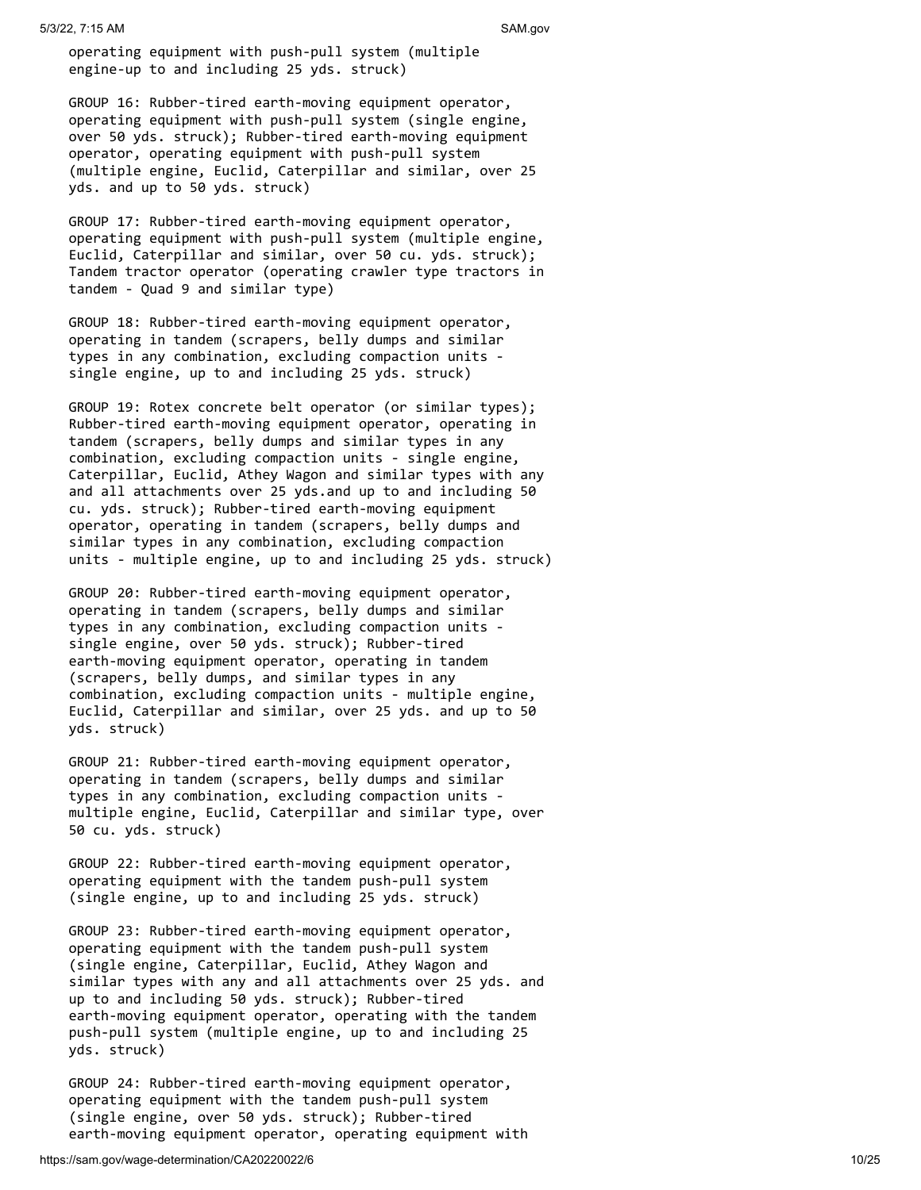operating equipment with push-pull system (multiple engine-up to and including 25 yds. struck)

GROUP 16: Rubber-tired earth-moving equipment operator, operating equipment with push-pull system (single engine, over 50 yds. struck); Rubber-tired earth-moving equipment operator, operating equipment with push-pull system (multiple engine, Euclid, Caterpillar and similar, over 25 yds. and up to 50 yds. struck)

GROUP 17: Rubber-tired earth-moving equipment operator, operating equipment with push-pull system (multiple engine, Euclid, Caterpillar and similar, over 50 cu. yds. struck); Tandem tractor operator (operating crawler type tractors in tandem - Quad 9 and similar type)

GROUP 18: Rubber-tired earth-moving equipment operator, operating in tandem (scrapers, belly dumps and similar types in any combination, excluding compaction units - single engine, up to and including 25 yds. struck)

GROUP 19: Rotex concrete belt operator (or similar types); Rubber-tired earth-moving equipment operator, operating in tandem (scrapers, belly dumps and similar types in any combination, excluding compaction units - single engine, Caterpillar, Euclid, Athey Wagon and similar types with any and all attachments over 25 yds.and up to and including 50 cu. yds. struck); Rubber-tired earth-moving equipment operator, operating in tandem (scrapers, belly dumps and similar types in any combination, excluding compaction units - multiple engine, up to and including 25 yds. struck)

GROUP 20: Rubber-tired earth-moving equipment operator, operating in tandem (scrapers, belly dumps and similar types in any combination, excluding compaction units - single engine, over 50 yds. struck); Rubber-tired earth-moving equipment operator, operating in tandem (scrapers, belly dumps, and similar types in any combination, excluding compaction units - multiple engine, Euclid, Caterpillar and similar, over 25 yds. and up to 50 yds. struck)

GROUP 21: Rubber-tired earth-moving equipment operator, operating in tandem (scrapers, belly dumps and similar types in any combination, excluding compaction units - multiple engine, Euclid, Caterpillar and similar type, over 50 cu. yds. struck)

GROUP 22: Rubber-tired earth-moving equipment operator, operating equipment with the tandem push-pull system (single engine, up to and including 25 yds. struck)

GROUP 23: Rubber-tired earth-moving equipment operator, operating equipment with the tandem push-pull system (single engine, Caterpillar, Euclid, Athey Wagon and similar types with any and all attachments over 25 yds. and up to and including 50 yds. struck); Rubber-tired earth-moving equipment operator, operating with the tandem push-pull system (multiple engine, up to and including 25 yds. struck)

GROUP 24: Rubber-tired earth-moving equipment operator, operating equipment with the tandem push-pull system (single engine, over 50 yds. struck); Rubber-tired earth-moving equipment operator, operating equipment with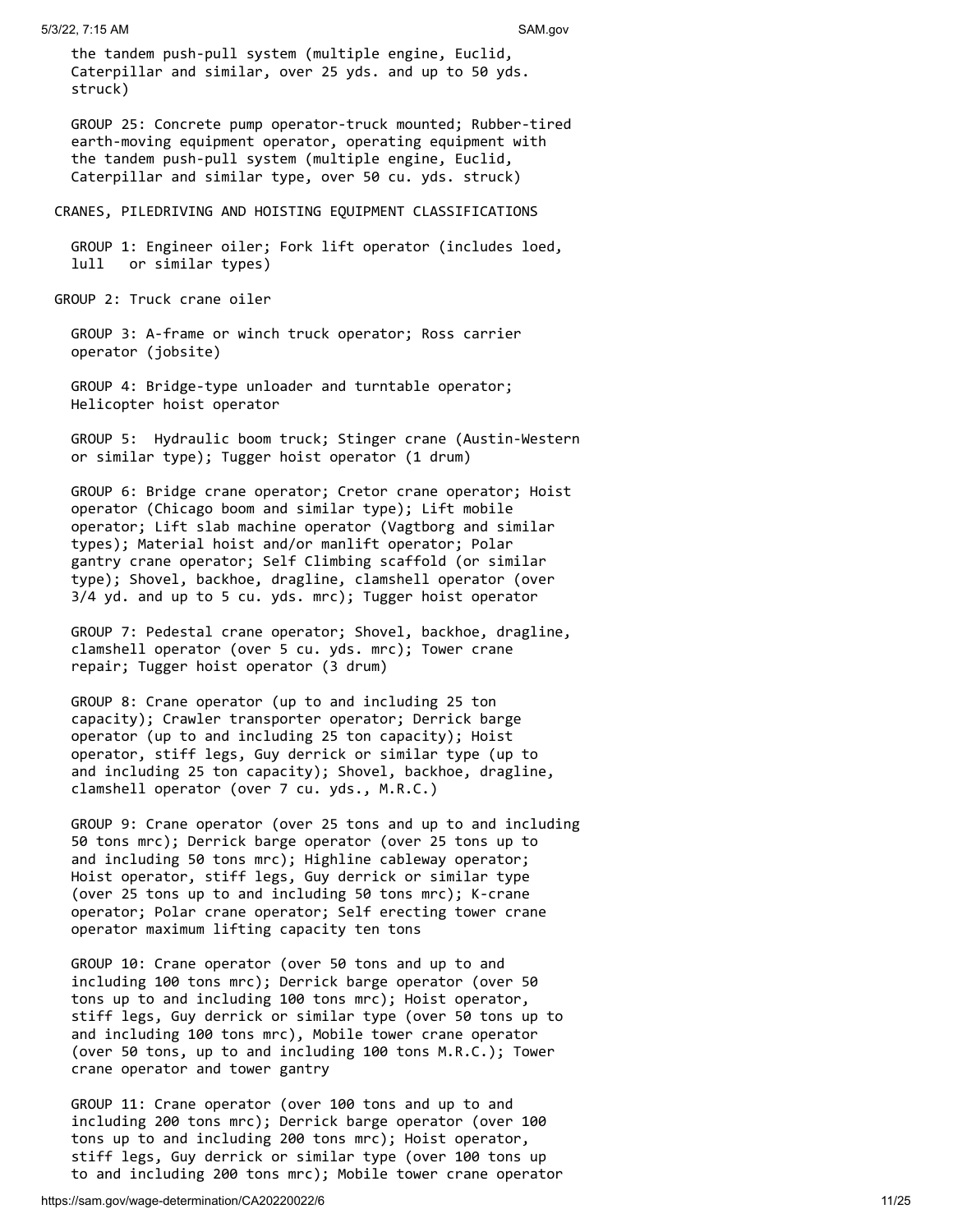the tandem push-pull system (multiple engine, Euclid, Caterpillar and similar, over 25 yds. and up to 50 yds. struck)

GROUP 25: Concrete pump operator-truck mounted; Rubber-tired earth-moving equipment operator, operating equipment with the tandem push-pull system (multiple engine, Euclid, Caterpillar and similar type, over 50 cu. yds. struck)

CRANES, PILEDRIVING AND HOISTING EQUIPMENT CLASSIFICATIONS

GROUP 1: Engineer oiler; Fork lift operator (includes loed, lull or similar types)

GROUP 2: Truck crane oiler

GROUP 3: A-frame or winch truck operator; Ross carrier operator (jobsite)

GROUP 4: Bridge-type unloader and turntable operator; Helicopter hoist operator

GROUP 5: Hydraulic boom truck; Stinger crane (Austin-Western or similar type); Tugger hoist operator (1 drum)

GROUP 6: Bridge crane operator; Cretor crane operator; Hoist operator (Chicago boom and similar type); Lift mobile operator; Lift slab machine operator (Vagtborg and similar types); Material hoist and/or manlift operator; Polar gantry crane operator; Self Climbing scaffold (or similar type); Shovel, backhoe, dragline, clamshell operator (over 3/4 yd. and up to 5 cu. yds. mrc); Tugger hoist operator

GROUP 7: Pedestal crane operator; Shovel, backhoe, dragline, clamshell operator (over 5 cu. yds. mrc); Tower crane repair; Tugger hoist operator (3 drum)

GROUP 8: Crane operator (up to and including 25 ton capacity); Crawler transporter operator; Derrick barge operator (up to and including 25 ton capacity); Hoist operator, stiff legs, Guy derrick or similar type (up to and including 25 ton capacity); Shovel, backhoe, dragline, clamshell operator (over 7 cu. yds., M.R.C.)

GROUP 9: Crane operator (over 25 tons and up to and including 50 tons mrc); Derrick barge operator (over 25 tons up to and including 50 tons mrc); Highline cableway operator; Hoist operator, stiff legs, Guy derrick or similar type (over 25 tons up to and including 50 tons mrc); K-crane operator; Polar crane operator; Self erecting tower crane operator maximum lifting capacity ten tons

GROUP 10: Crane operator (over 50 tons and up to and including 100 tons mrc); Derrick barge operator (over 50 tons up to and including 100 tons mrc); Hoist operator, stiff legs, Guy derrick or similar type (over 50 tons up to and including 100 tons mrc), Mobile tower crane operator (over 50 tons, up to and including 100 tons M.R.C.); Tower crane operator and tower gantry

GROUP 11: Crane operator (over 100 tons and up to and including 200 tons mrc); Derrick barge operator (over 100 tons up to and including 200 tons mrc); Hoist operator, stiff legs, Guy derrick or similar type (over 100 tons up to and including 200 tons mrc); Mobile tower crane operator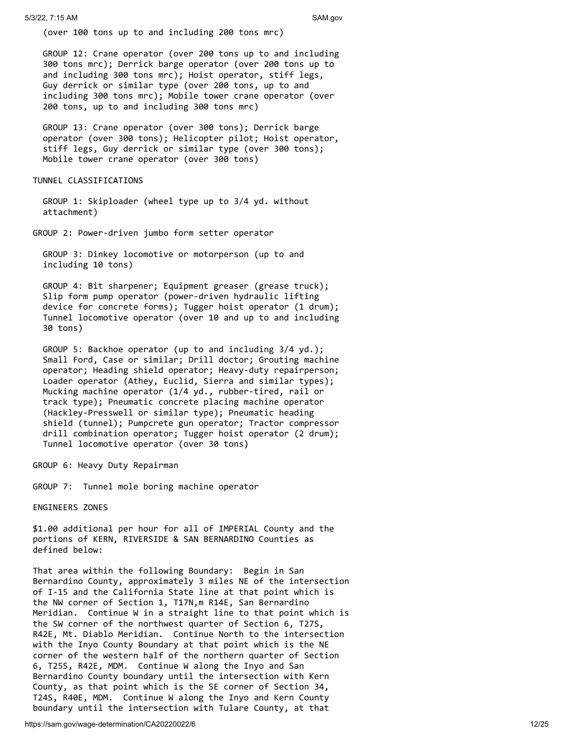(over 100 tons up to and including 200 tons mrc)

GROUP 12: Crane operator (over 200 tons up to and including 300 tons mrc); Derrick barge operator (over 200 tons up to and including 300 tons mrc); Hoist operator, stiff legs, Guy derrick or similar type (over 200 tons, up to and including 300 tons mrc); Mobile tower crane operator (over 200 tons, up to and including 300 tons mrc)

GROUP 13: Crane operator (over 300 tons); Derrick barge operator (over 300 tons); Helicopter pilot; Hoist operator, stiff legs, Guy derrick or similar type (over 300 tons); Mobile tower crane operator (over 300 tons)

TUNNEL CLASSIFICATIONS

GROUP 1: Skiploader (wheel type up to 3/4 yd. without attachment)

GROUP 2: Power-driven jumbo form setter operator

GROUP 3: Dinkey locomotive or motorperson (up to and including 10 tons)

GROUP 4: Bit sharpener; Equipment greaser (grease truck); Slip form pump operator (power-driven hydraulic lifting device for concrete forms); Tugger hoist operator (1 drum); Tunnel locomotive operator (over 10 and up to and including 30 tons)

GROUP 5: Backhoe operator (up to and including 3/4 yd.); Small Ford, Case or similar; Drill doctor; Grouting machine operator; Heading shield operator; Heavy-duty repairperson; Loader operator (Athey, Euclid, Sierra and similar types); Mucking machine operator (1/4 yd., rubber-tired, rail or track type); Pneumatic concrete placing machine operator (Hackley-Presswell or similar type); Pneumatic heading shield (tunnel); Pumpcrete gun operator; Tractor compressor drill combination operator; Tugger hoist operator (2 drum); Tunnel locomotive operator (over 30 tons)

GROUP 6: Heavy Duty Repairman

GROUP 7: Tunnel mole boring machine operator

ENGINEERS ZONES

$1.00 additional per hour for all of IMPERIAL County and the portions of KERN, RIVERSIDE & SAN BERNARDINO Counties as defined below:

That area within the following Boundary: Begin in San Bernardino County, approximately 3 miles NE of the intersection of I-15 and the California State line at that point which is the NW corner of Section 1, T17N,m R14E, San Bernardino Meridian. Continue W in a straight line to that point which is the SW corner of the northwest quarter of Section 6, T27S, R42E, Mt. Diablo Meridian. Continue North to the intersection with the Inyo County Boundary at that point which is the NE corner of the western half of the northern quarter of Section 6, T25S, R42E, MDM. Continue W along the Inyo and San Bernardino County boundary until the intersection with Kern County, as that point which is the SE corner of Section 34, T24S, R40E, MDM. Continue W along the Inyo and Kern County boundary until the intersection with Tulare County, at that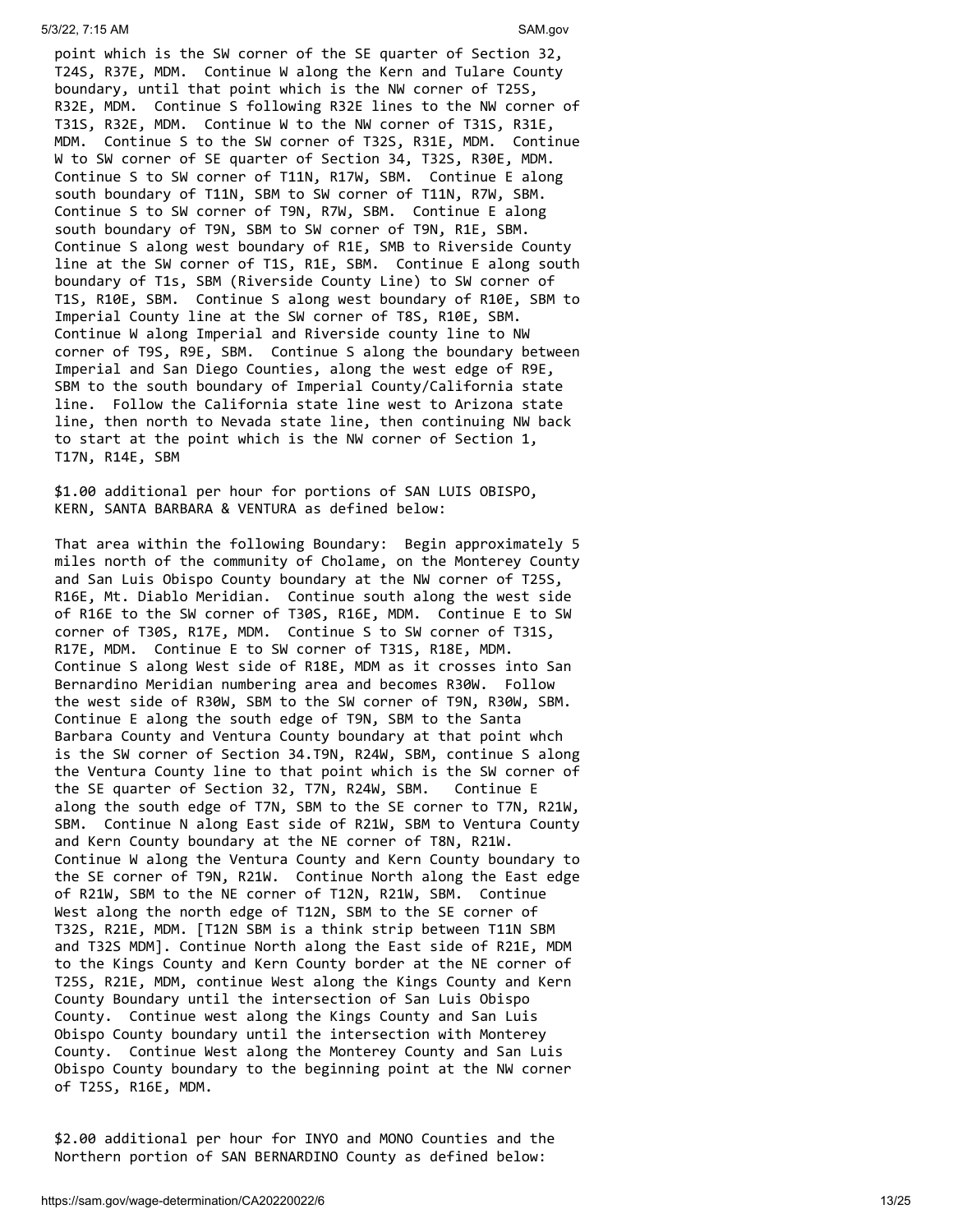point which is the SW corner of the SE quarter of Section 32, T24S, R37E, MDM. Continue W along the Kern and Tulare County boundary, until that point which is the NW corner of T25S, R32E, MDM. Continue S following R32E lines to the NW corner of T31S, R32E, MDM. Continue W to the NW corner of T31S, R31E, MDM. Continue S to the SW corner of T32S, R31E, MDM. Continue W to SW corner of SE quarter of Section 34, T32S, R30E, MDM. Continue S to SW corner of T11N, R17W, SBM. Continue E along south boundary of T11N, SBM to SW corner of T11N, R7W, SBM. Continue S to SW corner of T9N, R7W, SBM. Continue E along south boundary of T9N, SBM to SW corner of T9N, R1E, SBM. Continue S along west boundary of R1E, SMB to Riverside County line at the SW corner of T1S, R1E, SBM. Continue E along south boundary of T1s, SBM (Riverside County Line) to SW corner of T1S, R10E, SBM. Continue S along west boundary of R10E, SBM to Imperial County line at the SW corner of T8S, R10E, SBM. Continue W along Imperial and Riverside county line to NW corner of T9S, R9E, SBM. Continue S along the boundary between Imperial and San Diego Counties, along the west edge of R9E, SBM to the south boundary of Imperial County/California state line. Follow the California state line west to Arizona state line, then north to Nevada state line, then continuing NW back to start at the point which is the NW corner of Section 1, T17N, R14E, SBM

$1.00 additional per hour for portions of SAN LUIS OBISPO, KERN, SANTA BARBARA & VENTURA as defined below:

That area within the following Boundary: Begin approximately 5 miles north of the community of Cholame, on the Monterey County and San Luis Obispo County boundary at the NW corner of T25S, R16E, Mt. Diablo Meridian. Continue south along the west side of R16E to the SW corner of T30S, R16E, MDM. Continue E to SW corner of T30S, R17E, MDM. Continue S to SW corner of T31S, R17E, MDM. Continue E to SW corner of T31S, R18E, MDM. Continue S along West side of R18E, MDM as it crosses into San Bernardino Meridian numbering area and becomes R30W. Follow the west side of R30W, SBM to the SW corner of T9N, R30W, SBM. Continue E along the south edge of T9N, SBM to the Santa Barbara County and Ventura County boundary at that point whch is the SW corner of Section 34.T9N, R24W, SBM, continue S along the Ventura County line to that point which is the SW corner of the SE quarter of Section 32, T7N, R24W, SBM. Continue E along the south edge of T7N, SBM to the SE corner to T7N, R21W, SBM. Continue N along East side of R21W, SBM to Ventura County and Kern County boundary at the NE corner of T8N, R21W. Continue W along the Ventura County and Kern County boundary to the SE corner of T9N, R21W. Continue North along the East edge of R21W, SBM to the NE corner of T12N, R21W, SBM. Continue West along the north edge of T12N, SBM to the SE corner of T32S, R21E, MDM. [T12N SBM is a think strip between T11N SBM and T32S MDM]. Continue North along the East side of R21E, MDM to the Kings County and Kern County border at the NE corner of T25S, R21E, MDM, continue West along the Kings County and Kern County Boundary until the intersection of San Luis Obispo County. Continue west along the Kings County and San Luis Obispo County boundary until the intersection with Monterey County. Continue West along the Monterey County and San Luis Obispo County boundary to the beginning point at the NW corner of T25S, R16E, MDM.

$2.00 additional per hour for INYO and MONO Counties and the Northern portion of SAN BERNARDINO County as defined below: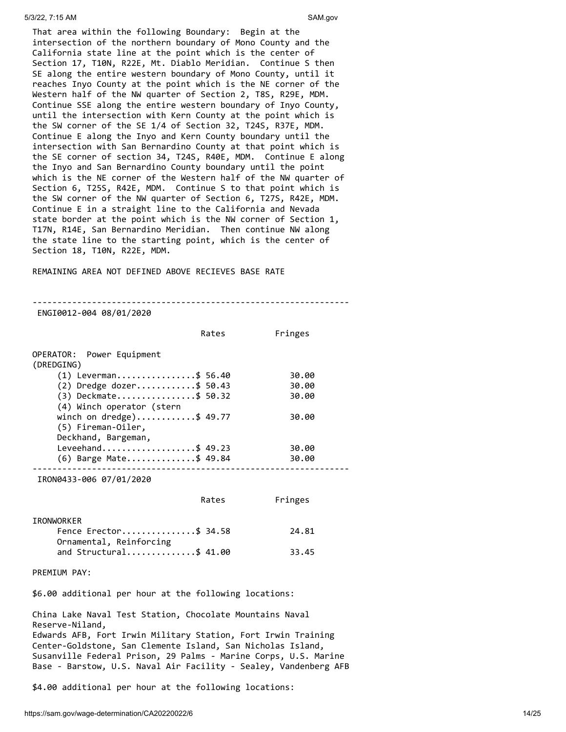That area within the following Boundary: Begin at the intersection of the northern boundary of Mono County and the California state line at the point which is the center of Section 17, T10N, R22E, Mt. Diablo Meridian. Continue S then SE along the entire western boundary of Mono County, until it reaches Inyo County at the point which is the NE corner of the Western half of the NW quarter of Section 2, T8S, R29E, MDM. Continue SSE along the entire western boundary of Inyo County, until the intersection with Kern County at the point which is the SW corner of the SE 1/4 of Section 32, T24S, R37E, MDM. Continue E along the Inyo and Kern County boundary until the intersection with San Bernardino County at that point which is the SE corner of section 34, T24S, R40E, MDM. Continue E along the Inyo and San Bernardino County boundary until the point which is the NE corner of the Western half of the NW quarter of Section 6, T25S, R42E, MDM. Continue S to that point which is the SW corner of the NW quarter of Section 6, T27S, R42E, MDM. Continue E in a straight line to the California and Nevada state border at the point which is the NW corner of Section 1, T17N, R14E, San Bernardino Meridian. Then continue NW along the state line to the starting point, which is the center of Section 18, T10N, R22E, MDM.

REMAINING AREA NOT DEFINED ABOVE RECIEVES BASE RATE

---

ENGI0012-004 08/01/2020

| | Rates | Fringes |
|---|---|---|
| OPERATOR: Power Equipment (DREDGING) | | |
| (1) Leverman | $ 56.40 | 30.00 |
| (2) Dredge dozer | $ 50.43 | 30.00 |
| (3) Deckmate | $ 50.32 | 30.00 |
| (4) Winch operator (stern winch on dredge) | $ 49.77 | 30.00 |
| (5) Fireman-Oiler, Deckhand, Bargeman, Leveehand | $ 49.23 | 30.00 |
| (6) Barge Mate | $ 49.84 | 30.00 |

---

IRON0433-006 07/01/2020

| | Rates | Fringes |
|---|---|---|
| IRONWORKER | | |
| Fence Erector | $ 34.58 | 24.81 |
| Ornamental, Reinforcing and Structural | $ 41.00 | 33.45 |

PREMIUM PAY:

$6.00 additional per hour at the following locations:

China Lake Naval Test Station, Chocolate Mountains Naval Reserve-Niland,
Edwards AFB, Fort Irwin Military Station, Fort Irwin Training Center-Goldstone, San Clemente Island, San Nicholas Island, Susanville Federal Prison, 29 Palms - Marine Corps, U.S. Marine Base - Barstow, U.S. Naval Air Facility - Sealey, Vandenberg AFB

$4.00 additional per hour at the following locations: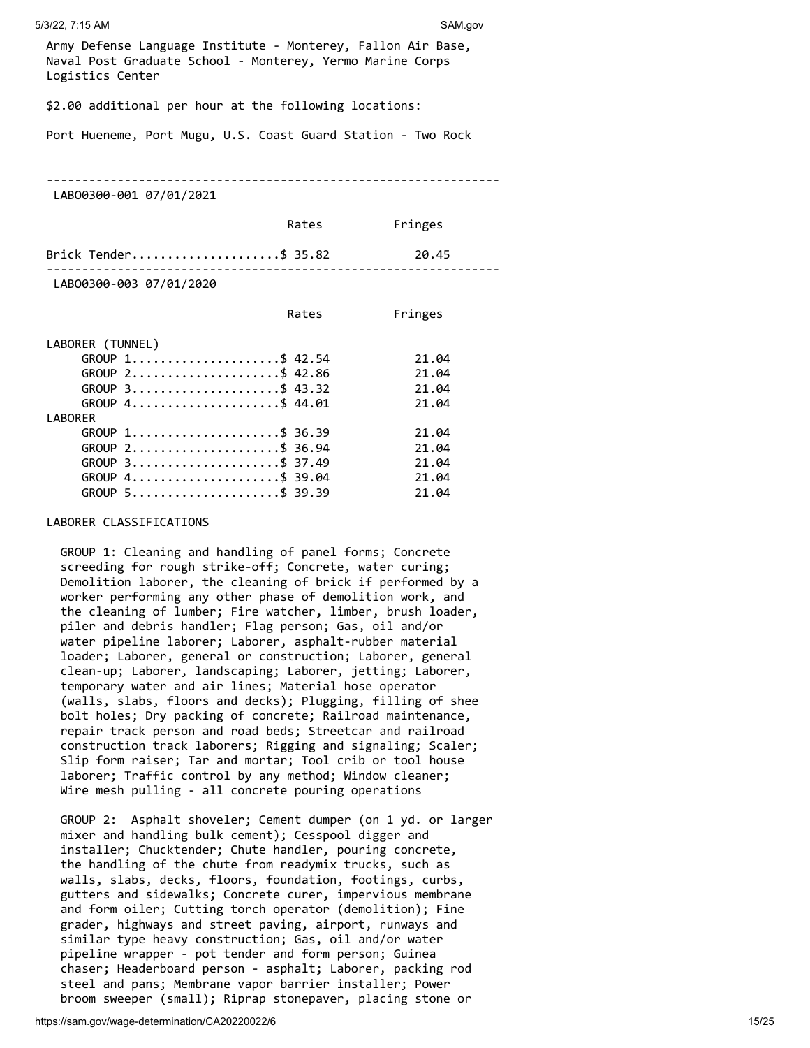Army Defense Language Institute - Monterey, Fallon Air Base, Naval Post Graduate School - Monterey, Yermo Marine Corps Logistics Center

$2.00 additional per hour at the following locations:

Port Hueneme, Port Mugu, U.S. Coast Guard Station - Two Rock

---

LABO0300-001 07/01/2021

| | Rates | Fringes |
|---|---|---|
| Brick Tender | $ 35.82 | 20.45 |

---

LABO0300-003 07/01/2020

| | Rates | Fringes |
|---|---|---|
| LABORER (TUNNEL) | | |
| GROUP 1 | $ 42.54 | 21.04 |
| GROUP 2 | $ 42.86 | 21.04 |
| GROUP 3 | $ 43.32 | 21.04 |
| GROUP 4 | $ 44.01 | 21.04 |
| LABORER | | |
| GROUP 1 | $ 36.39 | 21.04 |
| GROUP 2 | $ 36.94 | 21.04 |
| GROUP 3 | $ 37.49 | 21.04 |
| GROUP 4 | $ 39.04 | 21.04 |
| GROUP 5 | $ 39.39 | 21.04 |

LABORER CLASSIFICATIONS

GROUP 1: Cleaning and handling of panel forms; Concrete screeding for rough strike-off; Concrete, water curing; Demolition laborer, the cleaning of brick if performed by a worker performing any other phase of demolition work, and the cleaning of lumber; Fire watcher, limber, brush loader, piler and debris handler; Flag person; Gas, oil and/or water pipeline laborer; Laborer, asphalt-rubber material loader; Laborer, general or construction; Laborer, general clean-up; Laborer, landscaping; Laborer, jetting; Laborer, temporary water and air lines; Material hose operator (walls, slabs, floors and decks); Plugging, filling of shee bolt holes; Dry packing of concrete; Railroad maintenance, repair track person and road beds; Streetcar and railroad construction track laborers; Rigging and signaling; Scaler; Slip form raiser; Tar and mortar; Tool crib or tool house laborer; Traffic control by any method; Window cleaner; Wire mesh pulling - all concrete pouring operations

GROUP 2: Asphalt shoveler; Cement dumper (on 1 yd. or larger mixer and handling bulk cement); Cesspool digger and installer; Chucktender; Chute handler, pouring concrete, the handling of the chute from readymix trucks, such as walls, slabs, decks, floors, foundation, footings, curbs, gutters and sidewalks; Concrete curer, impervious membrane and form oiler; Cutting torch operator (demolition); Fine grader, highways and street paving, airport, runways and similar type heavy construction; Gas, oil and/or water pipeline wrapper - pot tender and form person; Guinea chaser; Headerboard person - asphalt; Laborer, packing rod steel and pans; Membrane vapor barrier installer; Power broom sweeper (small); Riprap stonepaver, placing stone or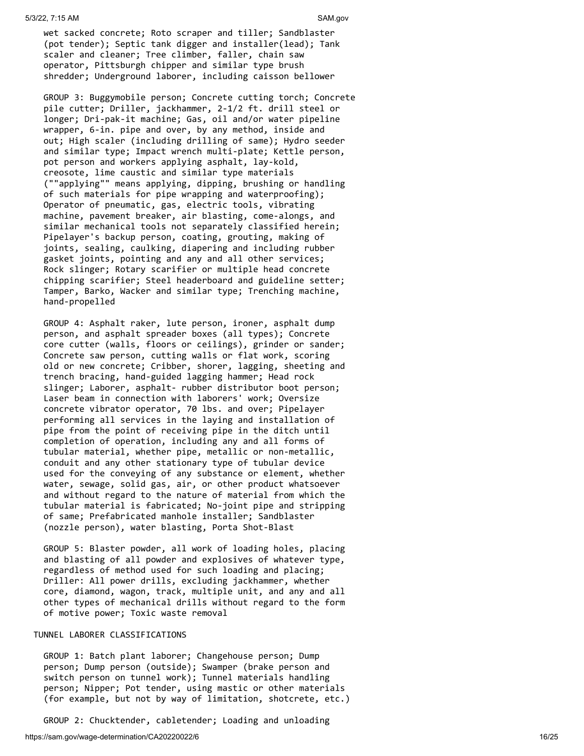wet sacked concrete; Roto scraper and tiller; Sandblaster (pot tender); Septic tank digger and installer(lead); Tank scaler and cleaner; Tree climber, faller, chain saw operator, Pittsburgh chipper and similar type brush shredder; Underground laborer, including caisson bellower

GROUP 3: Buggymobile person; Concrete cutting torch; Concrete pile cutter; Driller, jackhammer, 2-1/2 ft. drill steel or longer; Dri-pak-it machine; Gas, oil and/or water pipeline wrapper, 6-in. pipe and over, by any method, inside and out; High scaler (including drilling of same); Hydro seeder and similar type; Impact wrench multi-plate; Kettle person, pot person and workers applying asphalt, lay-kold, creosote, lime caustic and similar type materials (""applying"" means applying, dipping, brushing or handling of such materials for pipe wrapping and waterproofing); Operator of pneumatic, gas, electric tools, vibrating machine, pavement breaker, air blasting, come-alongs, and similar mechanical tools not separately classified herein; Pipelayer's backup person, coating, grouting, making of joints, sealing, caulking, diapering and including rubber gasket joints, pointing and any and all other services; Rock slinger; Rotary scarifier or multiple head concrete chipping scarifier; Steel headerboard and guideline setter; Tamper, Barko, Wacker and similar type; Trenching machine, hand-propelled

GROUP 4: Asphalt raker, lute person, ironer, asphalt dump person, and asphalt spreader boxes (all types); Concrete core cutter (walls, floors or ceilings), grinder or sander; Concrete saw person, cutting walls or flat work, scoring old or new concrete; Cribber, shorer, lagging, sheeting and trench bracing, hand-guided lagging hammer; Head rock slinger; Laborer, asphalt- rubber distributor boot person; Laser beam in connection with laborers' work; Oversize concrete vibrator operator, 70 lbs. and over; Pipelayer performing all services in the laying and installation of pipe from the point of receiving pipe in the ditch until completion of operation, including any and all forms of tubular material, whether pipe, metallic or non-metallic, conduit and any other stationary type of tubular device used for the conveying of any substance or element, whether water, sewage, solid gas, air, or other product whatsoever and without regard to the nature of material from which the tubular material is fabricated; No-joint pipe and stripping of same; Prefabricated manhole installer; Sandblaster (nozzle person), water blasting, Porta Shot-Blast

GROUP 5: Blaster powder, all work of loading holes, placing and blasting of all powder and explosives of whatever type, regardless of method used for such loading and placing; Driller: All power drills, excluding jackhammer, whether core, diamond, wagon, track, multiple unit, and any and all other types of mechanical drills without regard to the form of motive power; Toxic waste removal

TUNNEL LABORER CLASSIFICATIONS

GROUP 1: Batch plant laborer; Changehouse person; Dump person; Dump person (outside); Swamper (brake person and switch person on tunnel work); Tunnel materials handling person; Nipper; Pot tender, using mastic or other materials (for example, but not by way of limitation, shotcrete, etc.)

GROUP 2: Chucktender, cabletender; Loading and unloading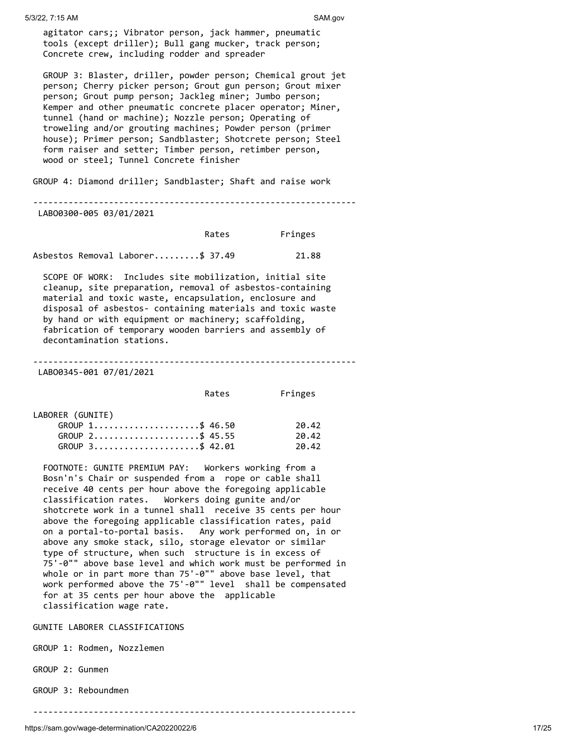agitator cars;; Vibrator person, jack hammer, pneumatic tools (except driller); Bull gang mucker, track person; Concrete crew, including rodder and spreader

GROUP 3: Blaster, driller, powder person; Chemical grout jet person; Cherry picker person; Grout gun person; Grout mixer person; Grout pump person; Jackleg miner; Jumbo person; Kemper and other pneumatic concrete placer operator; Miner, tunnel (hand or machine); Nozzle person; Operating of troweling and/or grouting machines; Powder person (primer house); Primer person; Sandblaster; Shotcrete person; Steel form raiser and setter; Timber person, retimber person, wood or steel; Tunnel Concrete finisher

GROUP 4: Diamond driller; Sandblaster; Shaft and raise work

---

LABO0300-005 03/01/2021

| | Rates | Fringes |
|---|---|---|
| Asbestos Removal Laborer | $ 37.49 | 21.88 |

SCOPE OF WORK: Includes site mobilization, initial site cleanup, site preparation, removal of asbestos-containing material and toxic waste, encapsulation, enclosure and disposal of asbestos- containing materials and toxic waste by hand or with equipment or machinery; scaffolding, fabrication of temporary wooden barriers and assembly of decontamination stations.

---

LABO0345-001 07/01/2021

| | Rates | Fringes |
|---|---|---|
| LABORER (GUNITE) | | |
| GROUP 1 | $ 46.50 | 20.42 |
| GROUP 2 | $ 45.55 | 20.42 |
| GROUP 3 | $ 42.01 | 20.42 |

FOOTNOTE: GUNITE PREMIUM PAY: Workers working from a Bosn'n's Chair or suspended from a rope or cable shall receive 40 cents per hour above the foregoing applicable classification rates. Workers doing gunite and/or shotcrete work in a tunnel shall receive 35 cents per hour above the foregoing applicable classification rates, paid on a portal-to-portal basis. Any work performed on, in or above any smoke stack, silo, storage elevator or similar type of structure, when such structure is in excess of 75'-0"" above base level and which work must be performed in whole or in part more than 75'-0"" above base level, that work performed above the 75'-0"" level shall be compensated for at 35 cents per hour above the applicable classification wage rate.

GUNITE LABORER CLASSIFICATIONS

GROUP 1: Rodmen, Nozzlemen

GROUP 2: Gunmen

GROUP 3: Reboundmen

---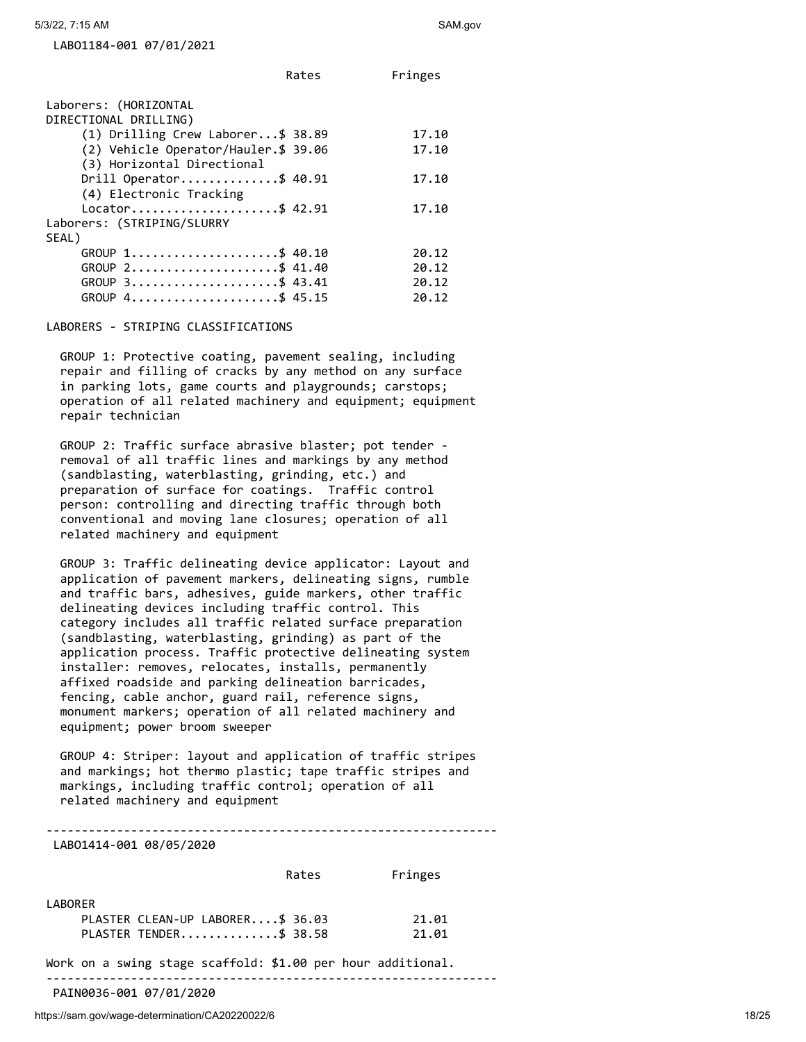LABO1184-001 07/01/2021

| | Rates | Fringes |
|---|---|---|
| Laborers: (HORIZONTAL DIRECTIONAL DRILLING) | | |
| (1) Drilling Crew Laborer | $ 38.89 | 17.10 |
| (2) Vehicle Operator/Hauler | $ 39.06 | 17.10 |
| (3) Horizontal Directional Drill Operator | $ 40.91 | 17.10 |
| (4) Electronic Tracking Locator | $ 42.91 | 17.10 |
| Laborers: (STRIPING/SLURRY SEAL) | | |
| GROUP 1 | $ 40.10 | 20.12 |
| GROUP 2 | $ 41.40 | 20.12 |
| GROUP 3 | $ 43.41 | 20.12 |
| GROUP 4 | $ 45.15 | 20.12 |

LABORERS - STRIPING CLASSIFICATIONS

GROUP 1: Protective coating, pavement sealing, including repair and filling of cracks by any method on any surface in parking lots, game courts and playgrounds; carstops; operation of all related machinery and equipment; equipment repair technician

GROUP 2: Traffic surface abrasive blaster; pot tender - removal of all traffic lines and markings by any method (sandblasting, waterblasting, grinding, etc.) and preparation of surface for coatings. Traffic control person: controlling and directing traffic through both conventional and moving lane closures; operation of all related machinery and equipment

GROUP 3: Traffic delineating device applicator: Layout and application of pavement markers, delineating signs, rumble and traffic bars, adhesives, guide markers, other traffic delineating devices including traffic control. This category includes all traffic related surface preparation (sandblasting, waterblasting, grinding) as part of the application process. Traffic protective delineating system installer: removes, relocates, installs, permanently affixed roadside and parking delineation barricades, fencing, cable anchor, guard rail, reference signs, monument markers; operation of all related machinery and equipment; power broom sweeper

GROUP 4: Striper: layout and application of traffic stripes and markings; hot thermo plastic; tape traffic stripes and markings, including traffic control; operation of all related machinery and equipment

---

LABO1414-001 08/05/2020

| | Rates | Fringes |
|---|---|---|
| LABORER | | |
| PLASTER CLEAN-UP LABORER | $ 36.03 | 21.01 |
| PLASTER TENDER | $ 38.58 | 21.01 |

Work on a swing stage scaffold: $1.00 per hour additional.

---

PAIN0036-001 07/01/2020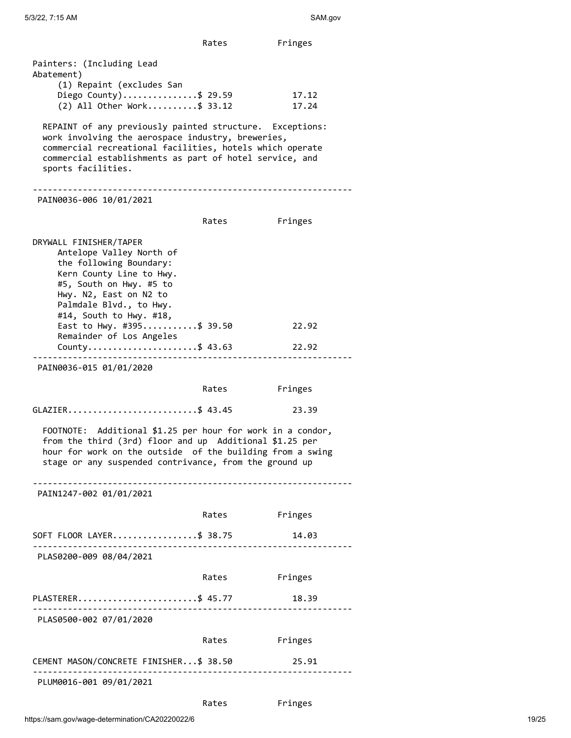| | Rates | Fringes |
|---|---|---|
| Painters: (Including Lead Abatement) | | |
| (1) Repaint (excludes San Diego County) | $ 29.59 | 17.12 |
| (2) All Other Work | $ 33.12 | 17.24 |

REPAINT of any previously painted structure. Exceptions: work involving the aerospace industry, breweries, commercial recreational facilities, hotels which operate commercial establishments as part of hotel service, and sports facilities.

---

PAIN0036-006 10/01/2021

| | Rates | Fringes |
|---|---|---|
| DRYWALL FINISHER/TAPER | | |
| Antelope Valley North of the following Boundary: Kern County Line to Hwy. #5, South on Hwy. #5 to Hwy. N2, East on N2 to Palmdale Blvd., to Hwy. #14, South to Hwy. #18, East to Hwy. #395 | $ 39.50 | 22.92 |
| Remainder of Los Angeles County | $ 43.63 | 22.92 |

---

PAIN0036-015 01/01/2020

| | Rates | Fringes |
|---|---|---|
| GLAZIER | $ 43.45 | 23.39 |

FOOTNOTE: Additional $1.25 per hour for work in a condor, from the third (3rd) floor and up Additional $1.25 per hour for work on the outside of the building from a swing stage or any suspended contrivance, from the ground up

---

PAIN1247-002 01/01/2021

| | Rates | Fringes |
|---|---|---|
| SOFT FLOOR LAYER | $ 38.75 | 14.03 |

---

PLAS0200-009 08/04/2021

| | Rates | Fringes |
|---|---|---|
| PLASTERER | $ 45.77 | 18.39 |

---

PLAS0500-002 07/01/2020

| | Rates | Fringes |
|---|---|---|
| CEMENT MASON/CONCRETE FINISHER | $ 38.50 | 25.91 |

---

PLUM0016-001 09/01/2021

| | Rates | Fringes |
|---|---|---|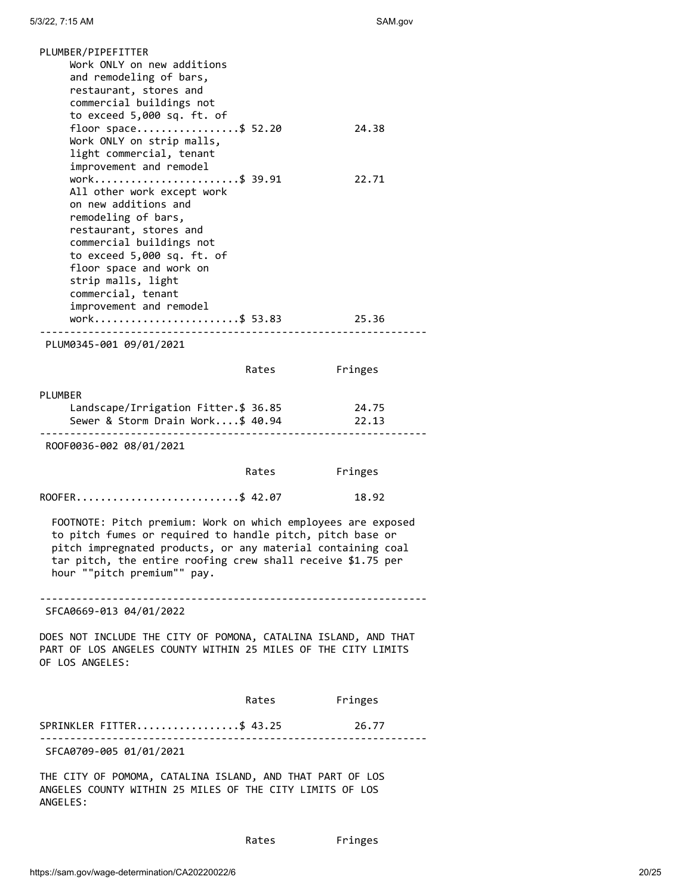PLUMBER/PIPEFITTER

| | Rates | Fringes |
|---|---|---|
| Work ONLY on new additions and remodeling of bars, restaurant, stores and commercial buildings not to exceed 5,000 sq. ft. of floor space | $ 52.20 | 24.38 |
| Work ONLY on strip malls, light commercial, tenant improvement and remodel work | $ 39.91 | 22.71 |
| All other work except work on new additions and remodeling of bars, restaurant, stores and commercial buildings not to exceed 5,000 sq. ft. of floor space and work on strip malls, light commercial, tenant improvement and remodel work | $ 53.83 | 25.36 |

---

PLUM0345-001 09/01/2021

| | Rates | Fringes |
|---|---|---|
| PLUMBER | | |
| Landscape/Irrigation Fitter | $ 36.85 | 24.75 |
| Sewer & Storm Drain Work | $ 40.94 | 22.13 |

---

ROOF0036-002 08/01/2021

| | Rates | Fringes |
|---|---|---|
| ROOFER | $ 42.07 | 18.92 |

FOOTNOTE: Pitch premium: Work on which employees are exposed to pitch fumes or required to handle pitch, pitch base or pitch impregnated products, or any material containing coal tar pitch, the entire roofing crew shall receive $1.75 per hour ""pitch premium"" pay.

---

SFCA0669-013 04/01/2022

DOES NOT INCLUDE THE CITY OF POMONA, CATALINA ISLAND, AND THAT PART OF LOS ANGELES COUNTY WITHIN 25 MILES OF THE CITY LIMITS OF LOS ANGELES:

| | Rates | Fringes |
|---|---|---|
| SPRINKLER FITTER | $ 43.25 | 26.77 |

---

SFCA0709-005 01/01/2021

THE CITY OF POMOMA, CATALINA ISLAND, AND THAT PART OF LOS ANGELES COUNTY WITHIN 25 MILES OF THE CITY LIMITS OF LOS ANGELES:

| | Rates | Fringes |
|---|---|---|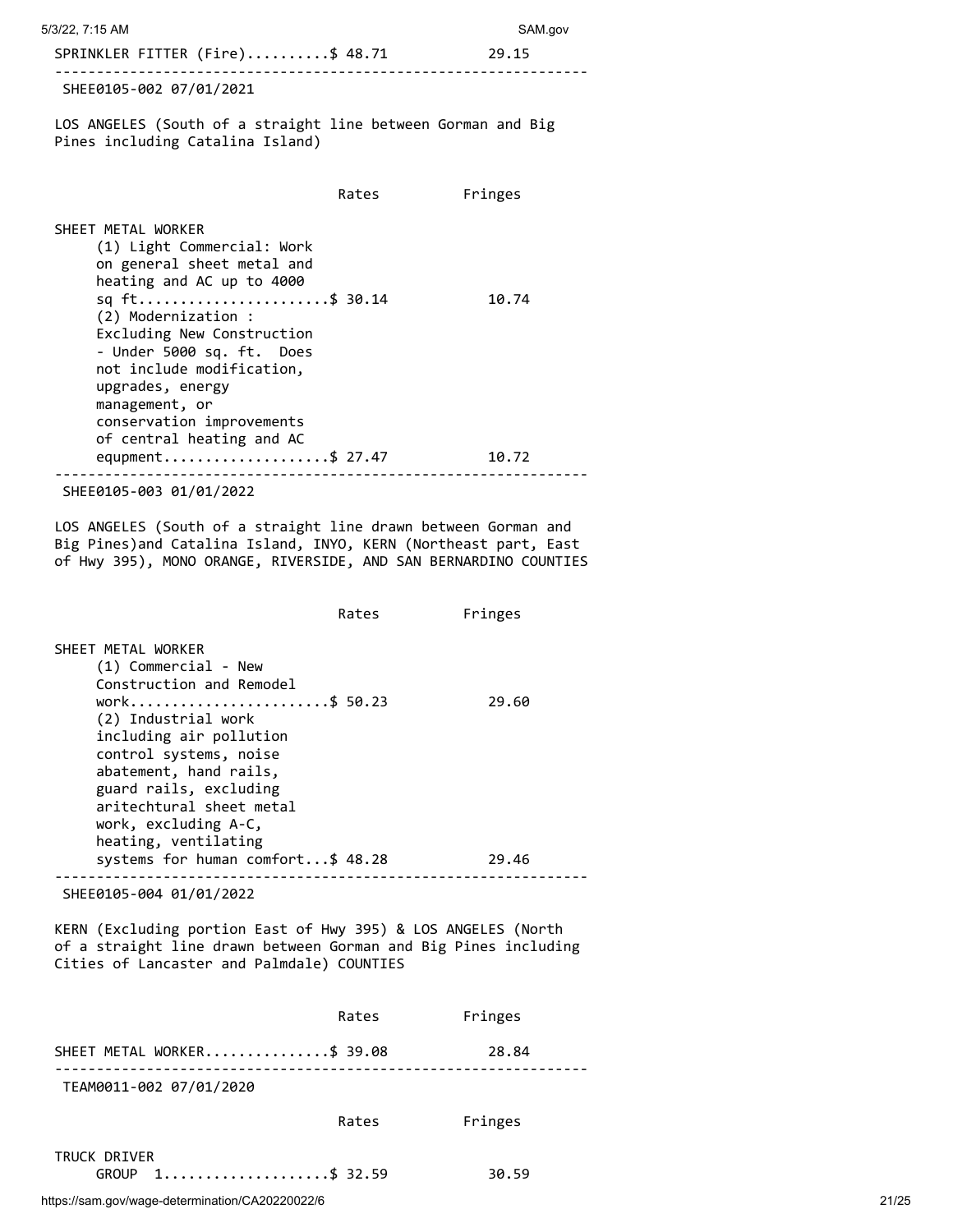SPRINKLER FITTER (Fire)..........$ 48.71 29.15

----------------------------------------------------------------

SHEE0105-002 07/01/2021

LOS ANGELES (South of a straight line between Gorman and Big Pines including Catalina Island)

| | Rates | Fringes |
|---|---|---|
| SHEET METAL WORKER | | |
| (1) Light Commercial: Work on general sheet metal and heating and AC up to 4000 sq ft | $ 30.14 | 10.74 |
| (2) Modernization : Excluding New Construction - Under 5000 sq. ft. Does not include modification, upgrades, energy management, or conservation improvements of central heating and AC equpment | $ 27.47 | 10.72 |

----------------------------------------------------------------

SHEE0105-003 01/01/2022

LOS ANGELES (South of a straight line drawn between Gorman and Big Pines)and Catalina Island, INYO, KERN (Northeast part, East of Hwy 395), MONO ORANGE, RIVERSIDE, AND SAN BERNARDINO COUNTIES

| | Rates | Fringes |
|---|---|---|
| SHEET METAL WORKER | | |
| (1) Commercial - New Construction and Remodel work | $ 50.23 | 29.60 |
| (2) Industrial work including air pollution control systems, noise abatement, hand rails, guard rails, excluding aritechtural sheet metal work, excluding A-C, heating, ventilating systems for human comfort | $ 48.28 | 29.46 |

----------------------------------------------------------------

SHEE0105-004 01/01/2022

KERN (Excluding portion East of Hwy 395) & LOS ANGELES (North of a straight line drawn between Gorman and Big Pines including Cities of Lancaster and Palmdale) COUNTIES

| | Rates | Fringes |
|---|---|---|
| SHEET METAL WORKER | $ 39.08 | 28.84 |

----------------------------------------------------------------

TEAM0011-002 07/01/2020

| | Rates | Fringes |
|---|---|---|
| TRUCK DRIVER | | |
| GROUP 1 | $ 32.59 | 30.59 |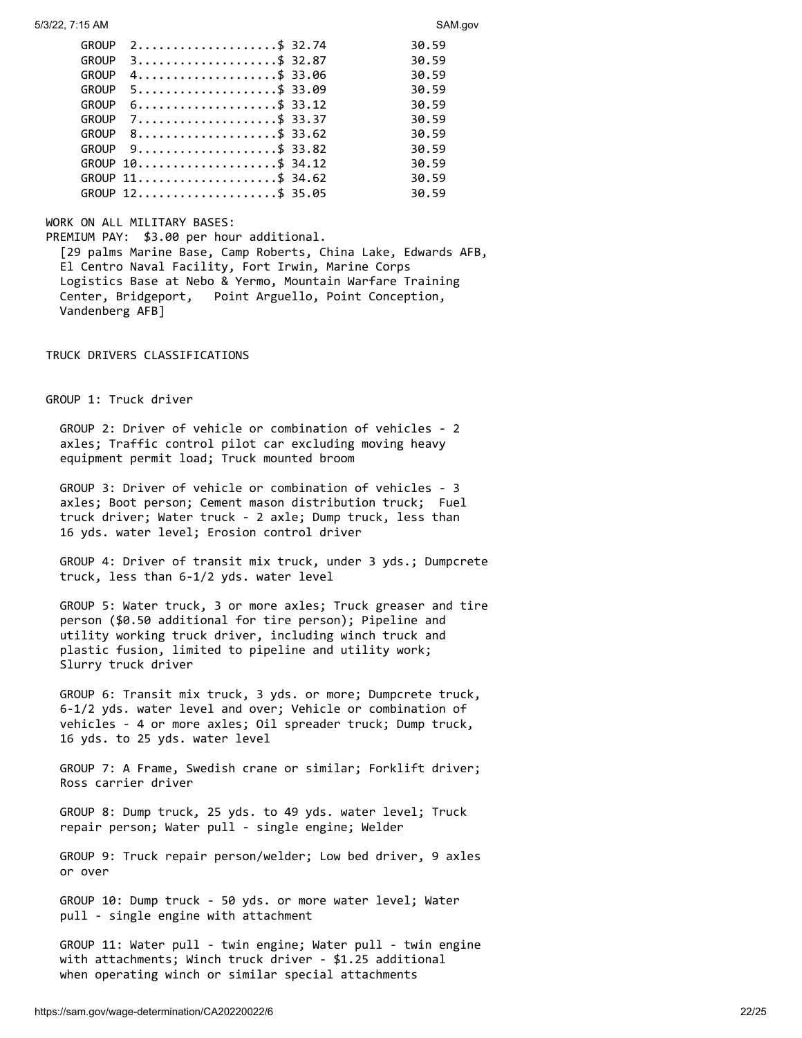| | Rates | Fringes |
|---|---|---|
| GROUP 2 | $ 32.74 | 30.59 |
| GROUP 3 | $ 32.87 | 30.59 |
| GROUP 4 | $ 33.06 | 30.59 |
| GROUP 5 | $ 33.09 | 30.59 |
| GROUP 6 | $ 33.12 | 30.59 |
| GROUP 7 | $ 33.37 | 30.59 |
| GROUP 8 | $ 33.62 | 30.59 |
| GROUP 9 | $ 33.82 | 30.59 |
| GROUP 10 | $ 34.12 | 30.59 |
| GROUP 11 | $ 34.62 | 30.59 |
| GROUP 12 | $ 35.05 | 30.59 |

WORK ON ALL MILITARY BASES:
PREMIUM PAY: $3.00 per hour additional.
[29 palms Marine Base, Camp Roberts, China Lake, Edwards AFB, El Centro Naval Facility, Fort Irwin, Marine Corps Logistics Base at Nebo & Yermo, Mountain Warfare Training Center, Bridgeport, Point Arguello, Point Conception, Vandenberg AFB]

TRUCK DRIVERS CLASSIFICATIONS

GROUP 1: Truck driver

GROUP 2: Driver of vehicle or combination of vehicles - 2 axles; Traffic control pilot car excluding moving heavy equipment permit load; Truck mounted broom

GROUP 3: Driver of vehicle or combination of vehicles - 3 axles; Boot person; Cement mason distribution truck; Fuel truck driver; Water truck - 2 axle; Dump truck, less than 16 yds. water level; Erosion control driver

GROUP 4: Driver of transit mix truck, under 3 yds.; Dumpcrete truck, less than 6-1/2 yds. water level

GROUP 5: Water truck, 3 or more axles; Truck greaser and tire person ($0.50 additional for tire person); Pipeline and utility working truck driver, including winch truck and plastic fusion, limited to pipeline and utility work; Slurry truck driver

GROUP 6: Transit mix truck, 3 yds. or more; Dumpcrete truck, 6-1/2 yds. water level and over; Vehicle or combination of vehicles - 4 or more axles; Oil spreader truck; Dump truck, 16 yds. to 25 yds. water level

GROUP 7: A Frame, Swedish crane or similar; Forklift driver; Ross carrier driver

GROUP 8: Dump truck, 25 yds. to 49 yds. water level; Truck repair person; Water pull - single engine; Welder

GROUP 9: Truck repair person/welder; Low bed driver, 9 axles or over

GROUP 10: Dump truck - 50 yds. or more water level; Water pull - single engine with attachment

GROUP 11: Water pull - twin engine; Water pull - twin engine with attachments; Winch truck driver - $1.25 additional when operating winch or similar special attachments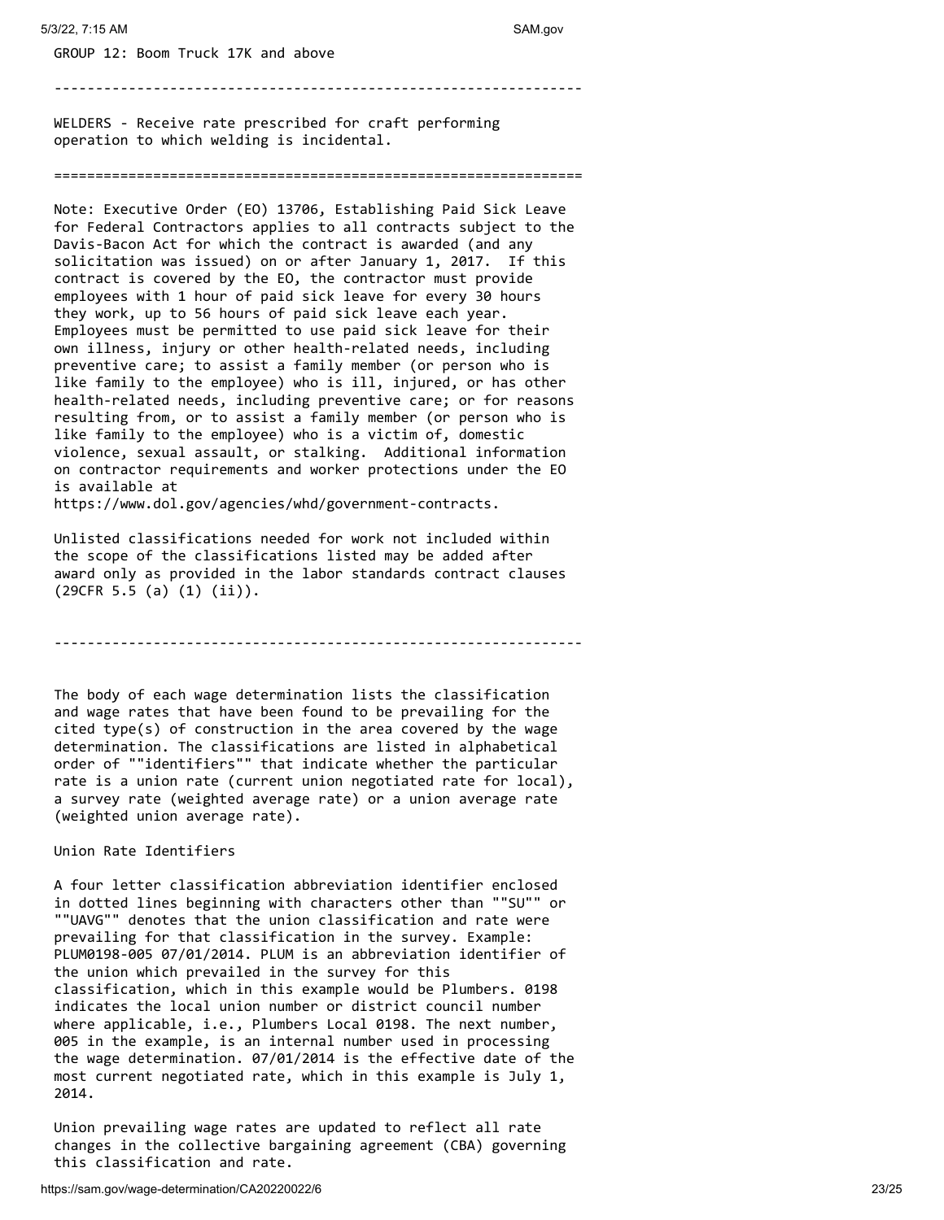GROUP 12: Boom Truck 17K and above

----------------------------------------------------------------

WELDERS - Receive rate prescribed for craft performing operation to which welding is incidental.

================================================================

Note: Executive Order (EO) 13706, Establishing Paid Sick Leave for Federal Contractors applies to all contracts subject to the Davis-Bacon Act for which the contract is awarded (and any solicitation was issued) on or after January 1, 2017. If this contract is covered by the EO, the contractor must provide employees with 1 hour of paid sick leave for every 30 hours they work, up to 56 hours of paid sick leave each year. Employees must be permitted to use paid sick leave for their own illness, injury or other health-related needs, including preventive care; to assist a family member (or person who is like family to the employee) who is ill, injured, or has other health-related needs, including preventive care; or for reasons resulting from, or to assist a family member (or person who is like family to the employee) who is a victim of, domestic violence, sexual assault, or stalking. Additional information on contractor requirements and worker protections under the EO is available at https://www.dol.gov/agencies/whd/government-contracts.

Unlisted classifications needed for work not included within the scope of the classifications listed may be added after award only as provided in the labor standards contract clauses (29CFR 5.5 (a) (1) (ii)).

----------------------------------------------------------------

The body of each wage determination lists the classification and wage rates that have been found to be prevailing for the cited type(s) of construction in the area covered by the wage determination. The classifications are listed in alphabetical order of ""identifiers"" that indicate whether the particular rate is a union rate (current union negotiated rate for local), a survey rate (weighted average rate) or a union average rate (weighted union average rate).

Union Rate Identifiers

A four letter classification abbreviation identifier enclosed in dotted lines beginning with characters other than ""SU"" or ""UAVG"" denotes that the union classification and rate were prevailing for that classification in the survey. Example: PLUM0198-005 07/01/2014. PLUM is an abbreviation identifier of the union which prevailed in the survey for this classification, which in this example would be Plumbers. 0198 indicates the local union number or district council number where applicable, i.e., Plumbers Local 0198. The next number, 005 in the example, is an internal number used in processing the wage determination. 07/01/2014 is the effective date of the most current negotiated rate, which in this example is July 1, 2014.

Union prevailing wage rates are updated to reflect all rate changes in the collective bargaining agreement (CBA) governing this classification and rate.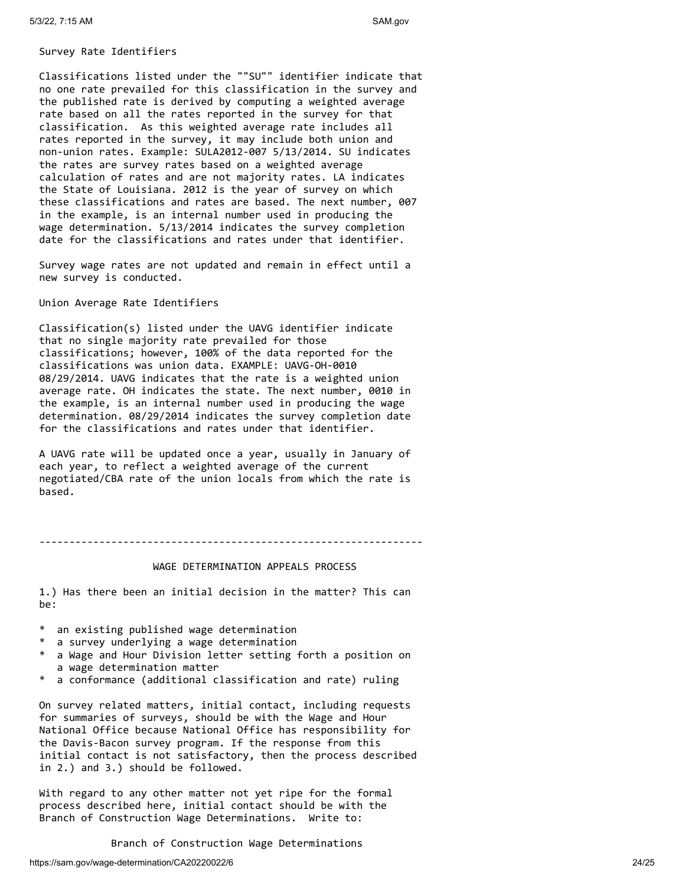Survey Rate Identifiers

Classifications listed under the ""SU"" identifier indicate that no one rate prevailed for this classification in the survey and the published rate is derived by computing a weighted average rate based on all the rates reported in the survey for that classification. As this weighted average rate includes all rates reported in the survey, it may include both union and non-union rates. Example: SULA2012-007 5/13/2014. SU indicates the rates are survey rates based on a weighted average calculation of rates and are not majority rates. LA indicates the State of Louisiana. 2012 is the year of survey on which these classifications and rates are based. The next number, 007 in the example, is an internal number used in producing the wage determination. 5/13/2014 indicates the survey completion date for the classifications and rates under that identifier.

Survey wage rates are not updated and remain in effect until a new survey is conducted.

Union Average Rate Identifiers

Classification(s) listed under the UAVG identifier indicate that no single majority rate prevailed for those classifications; however, 100% of the data reported for the classifications was union data. EXAMPLE: UAVG-OH-0010 08/29/2014. UAVG indicates that the rate is a weighted union average rate. OH indicates the state. The next number, 0010 in the example, is an internal number used in producing the wage determination. 08/29/2014 indicates the survey completion date for the classifications and rates under that identifier.

A UAVG rate will be updated once a year, usually in January of each year, to reflect a weighted average of the current negotiated/CBA rate of the union locals from which the rate is based.

----------------------------------------------------------------

WAGE DETERMINATION APPEALS PROCESS

1.) Has there been an initial decision in the matter? This can be:

* an existing published wage determination
* a survey underlying a wage determination
* a Wage and Hour Division letter setting forth a position on a wage determination matter
* a conformance (additional classification and rate) ruling

On survey related matters, initial contact, including requests for summaries of surveys, should be with the Wage and Hour National Office because National Office has responsibility for the Davis-Bacon survey program. If the response from this initial contact is not satisfactory, then the process described in 2.) and 3.) should be followed.

With regard to any other matter not yet ripe for the formal process described here, initial contact should be with the Branch of Construction Wage Determinations. Write to:

Branch of Construction Wage Determinations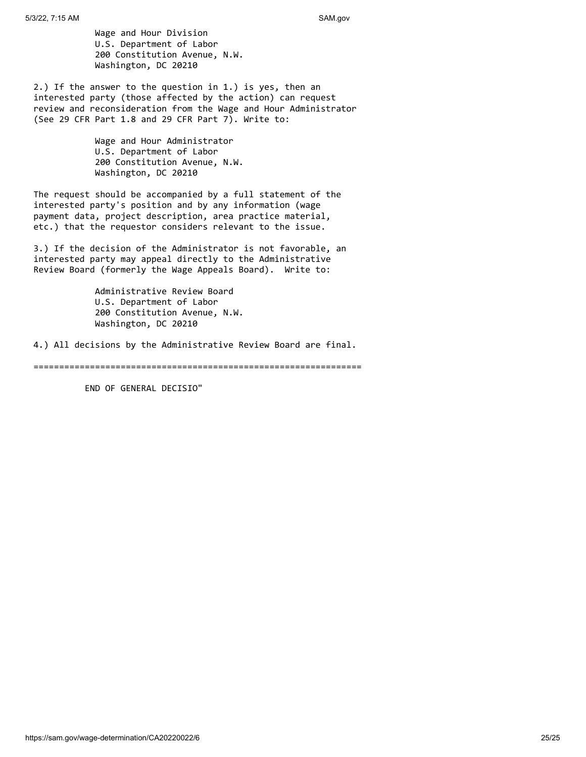Wage and Hour Division
U.S. Department of Labor
200 Constitution Avenue, N.W.
Washington, DC 20210

2.) If the answer to the question in 1.) is yes, then an interested party (those affected by the action) can request review and reconsideration from the Wage and Hour Administrator (See 29 CFR Part 1.8 and 29 CFR Part 7). Write to:

Wage and Hour Administrator
U.S. Department of Labor
200 Constitution Avenue, N.W.
Washington, DC 20210

The request should be accompanied by a full statement of the interested party's position and by any information (wage payment data, project description, area practice material, etc.) that the requestor considers relevant to the issue.

3.) If the decision of the Administrator is not favorable, an interested party may appeal directly to the Administrative Review Board (formerly the Wage Appeals Board). Write to:

Administrative Review Board
U.S. Department of Labor
200 Constitution Avenue, N.W.
Washington, DC 20210

4.) All decisions by the Administrative Review Board are final.

================================================================

END OF GENERAL DECISIO"